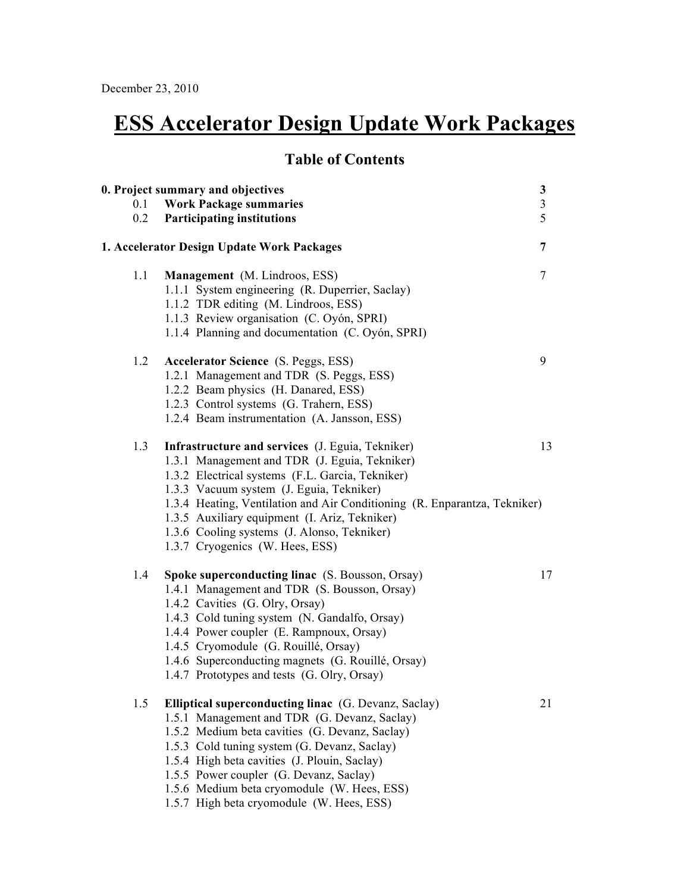December 23, 2010

# ESS Accelerator Design Update Work Packages

## Table of Contents

| | | |
|---|---|---|
| **0. Project summary and objectives** | | **3** |
| 0.1 | **Work Package summaries** | 3 |
| 0.2 | **Participating institutions** | 5 |
| **1. Accelerator Design Update Work Packages** | | **7** |
| 1.1 | **Management** (M. Lindroos, ESS) | 7 |
| | 1.1.1 System engineering (R. Duperrier, Saclay) | |
| | 1.1.2 TDR editing (M. Lindroos, ESS) | |
| | 1.1.3 Review organisation (C. Oyón, SPRI) | |
| | 1.1.4 Planning and documentation (C. Oyón, SPRI) | |
| 1.2 | **Accelerator Science** (S. Peggs, ESS) | 9 |
| | 1.2.1 Management and TDR (S. Peggs, ESS) | |
| | 1.2.2 Beam physics (H. Danared, ESS) | |
| | 1.2.3 Control systems (G. Trahern, ESS) | |
| | 1.2.4 Beam instrumentation (A. Jansson, ESS) | |
| 1.3 | **Infrastructure and services** (J. Eguia, Tekniker) | 13 |
| | 1.3.1 Management and TDR (J. Eguia, Tekniker) | |
| | 1.3.2 Electrical systems (F.L. Garcia, Tekniker) | |
| | 1.3.3 Vacuum system (J. Eguia, Tekniker) | |
| | 1.3.4 Heating, Ventilation and Air Conditioning (R. Enparantza, Tekniker) | |
| | 1.3.5 Auxiliary equipment (I. Ariz, Tekniker) | |
| | 1.3.6 Cooling systems (J. Alonso, Tekniker) | |
| | 1.3.7 Cryogenics (W. Hees, ESS) | |
| 1.4 | **Spoke superconducting linac** (S. Bousson, Orsay) | 17 |
| | 1.4.1 Management and TDR (S. Bousson, Orsay) | |
| | 1.4.2 Cavities (G. Olry, Orsay) | |
| | 1.4.3 Cold tuning system (N. Gandalfo, Orsay) | |
| | 1.4.4 Power coupler (E. Rampnoux, Orsay) | |
| | 1.4.5 Cryomodule (G. Rouillé, Orsay) | |
| | 1.4.6 Superconducting magnets (G. Rouillé, Orsay) | |
| | 1.4.7 Prototypes and tests (G. Olry, Orsay) | |
| 1.5 | **Elliptical superconducting linac** (G. Devanz, Saclay) | 21 |
| | 1.5.1 Management and TDR (G. Devanz, Saclay) | |
| | 1.5.2 Medium beta cavities (G. Devanz, Saclay) | |
| | 1.5.3 Cold tuning system (G. Devanz, Saclay) | |
| | 1.5.4 High beta cavities (J. Plouin, Saclay) | |
| | 1.5.5 Power coupler (G. Devanz, Saclay) | |
| | 1.5.6 Medium beta cryomodule (W. Hees, ESS) | |
| | 1.5.7 High beta cryomodule (W. Hees, ESS) | |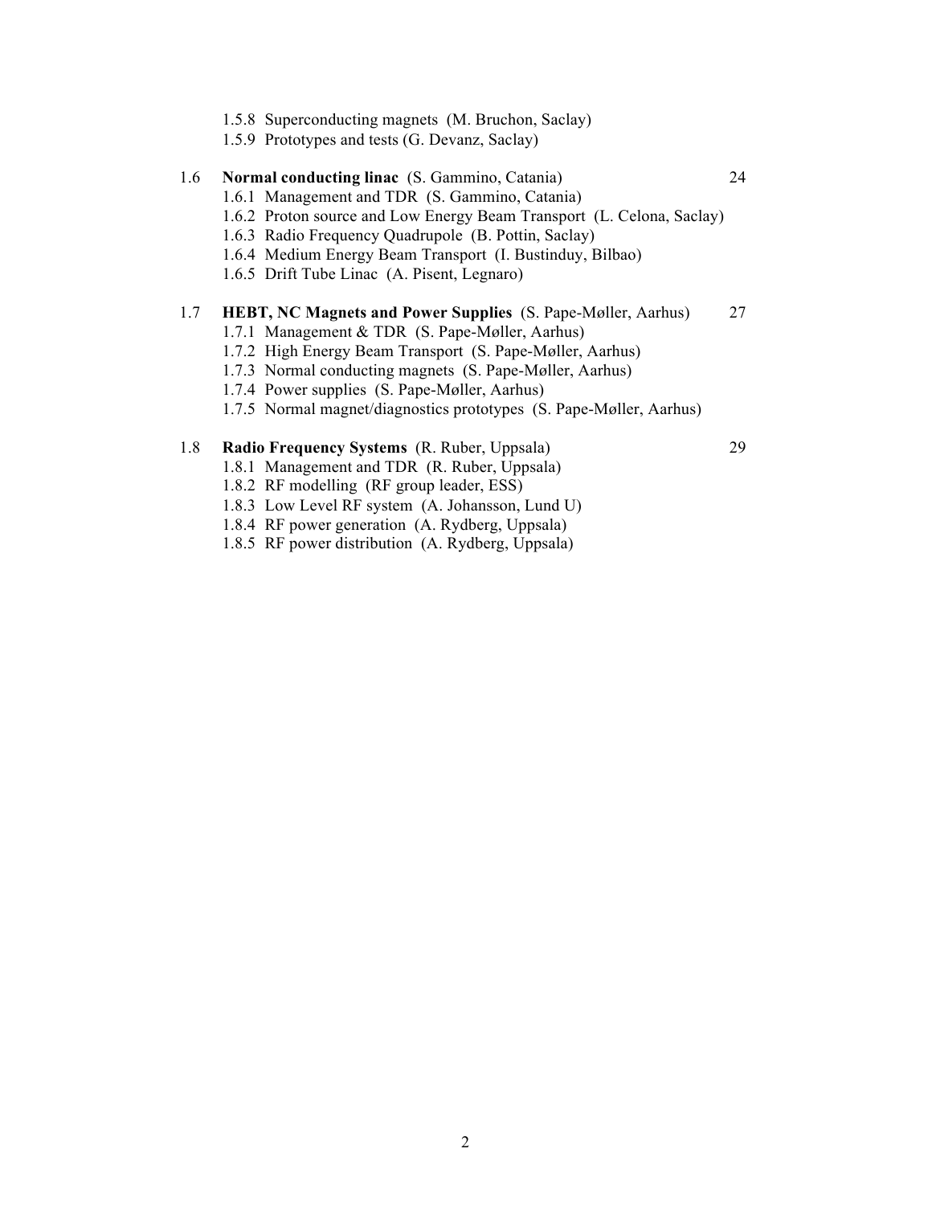1.5.8 Superconducting magnets (M. Bruchon, Saclay)
1.5.9 Prototypes and tests (G. Devanz, Saclay)

1.6 **Normal conducting linac** (S. Gammino, Catania) 24
- 1.6.1 Management and TDR (S. Gammino, Catania)
- 1.6.2 Proton source and Low Energy Beam Transport (L. Celona, Saclay)
- 1.6.3 Radio Frequency Quadrupole (B. Pottin, Saclay)
- 1.6.4 Medium Energy Beam Transport (I. Bustinduy, Bilbao)
- 1.6.5 Drift Tube Linac (A. Pisent, Legnaro)

1.7 **HEBT, NC Magnets and Power Supplies** (S. Pape-Møller, Aarhus) 27
- 1.7.1 Management & TDR (S. Pape-Møller, Aarhus)
- 1.7.2 High Energy Beam Transport (S. Pape-Møller, Aarhus)
- 1.7.3 Normal conducting magnets (S. Pape-Møller, Aarhus)
- 1.7.4 Power supplies (S. Pape-Møller, Aarhus)
- 1.7.5 Normal magnet/diagnostics prototypes (S. Pape-Møller, Aarhus)

1.8 **Radio Frequency Systems** (R. Ruber, Uppsala) 29
- 1.8.1 Management and TDR (R. Ruber, Uppsala)
- 1.8.2 RF modelling (RF group leader, ESS)
- 1.8.3 Low Level RF system (A. Johansson, Lund U)
- 1.8.4 RF power generation (A. Rydberg, Uppsala)
- 1.8.5 RF power distribution (A. Rydberg, Uppsala)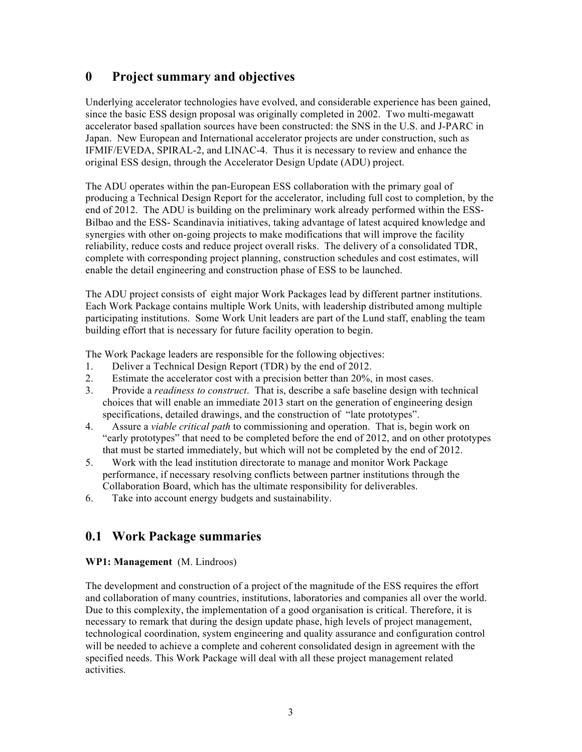# 0 Project summary and objectives

Underlying accelerator technologies have evolved, and considerable experience has been gained, since the basic ESS design proposal was originally completed in 2002. Two multi-megawatt accelerator based spallation sources have been constructed: the SNS in the U.S. and J-PARC in Japan. New European and International accelerator projects are under construction, such as IFMIF/EVEDA, SPIRAL-2, and LINAC-4. Thus it is necessary to review and enhance the original ESS design, through the Accelerator Design Update (ADU) project.

The ADU operates within the pan-European ESS collaboration with the primary goal of producing a Technical Design Report for the accelerator, including full cost to completion, by the end of 2012. The ADU is building on the preliminary work already performed within the ESS-Bilbao and the ESS- Scandinavia initiatives, taking advantage of latest acquired knowledge and synergies with other on-going projects to make modifications that will improve the facility reliability, reduce costs and reduce project overall risks. The delivery of a consolidated TDR, complete with corresponding project planning, construction schedules and cost estimates, will enable the detail engineering and construction phase of ESS to be launched.

The ADU project consists of eight major Work Packages lead by different partner institutions. Each Work Package contains multiple Work Units, with leadership distributed among multiple participating institutions. Some Work Unit leaders are part of the Lund staff, enabling the team building effort that is necessary for future facility operation to begin.

The Work Package leaders are responsible for the following objectives:

1. Deliver a Technical Design Report (TDR) by the end of 2012.
2. Estimate the accelerator cost with a precision better than 20%, in most cases.
3. Provide a *readiness to construct*. That is, describe a safe baseline design with technical choices that will enable an immediate 2013 start on the generation of engineering design specifications, detailed drawings, and the construction of "late prototypes".
4. Assure a *viable critical path* to commissioning and operation. That is, begin work on "early prototypes" that need to be completed before the end of 2012, and on other prototypes that must be started immediately, but which will not be completed by the end of 2012.
5. Work with the lead institution directorate to manage and monitor Work Package performance, if necessary resolving conflicts between partner institutions through the Collaboration Board, which has the ultimate responsibility for deliverables.
6. Take into account energy budgets and sustainability.

## 0.1 Work Package summaries

**WP1: Management** (M. Lindroos)

The development and construction of a project of the magnitude of the ESS requires the effort and collaboration of many countries, institutions, laboratories and companies all over the world. Due to this complexity, the implementation of a good organisation is critical. Therefore, it is necessary to remark that during the design update phase, high levels of project management, technological coordination, system engineering and quality assurance and configuration control will be needed to achieve a complete and coherent consolidated design in agreement with the specified needs. This Work Package will deal with all these project management related activities.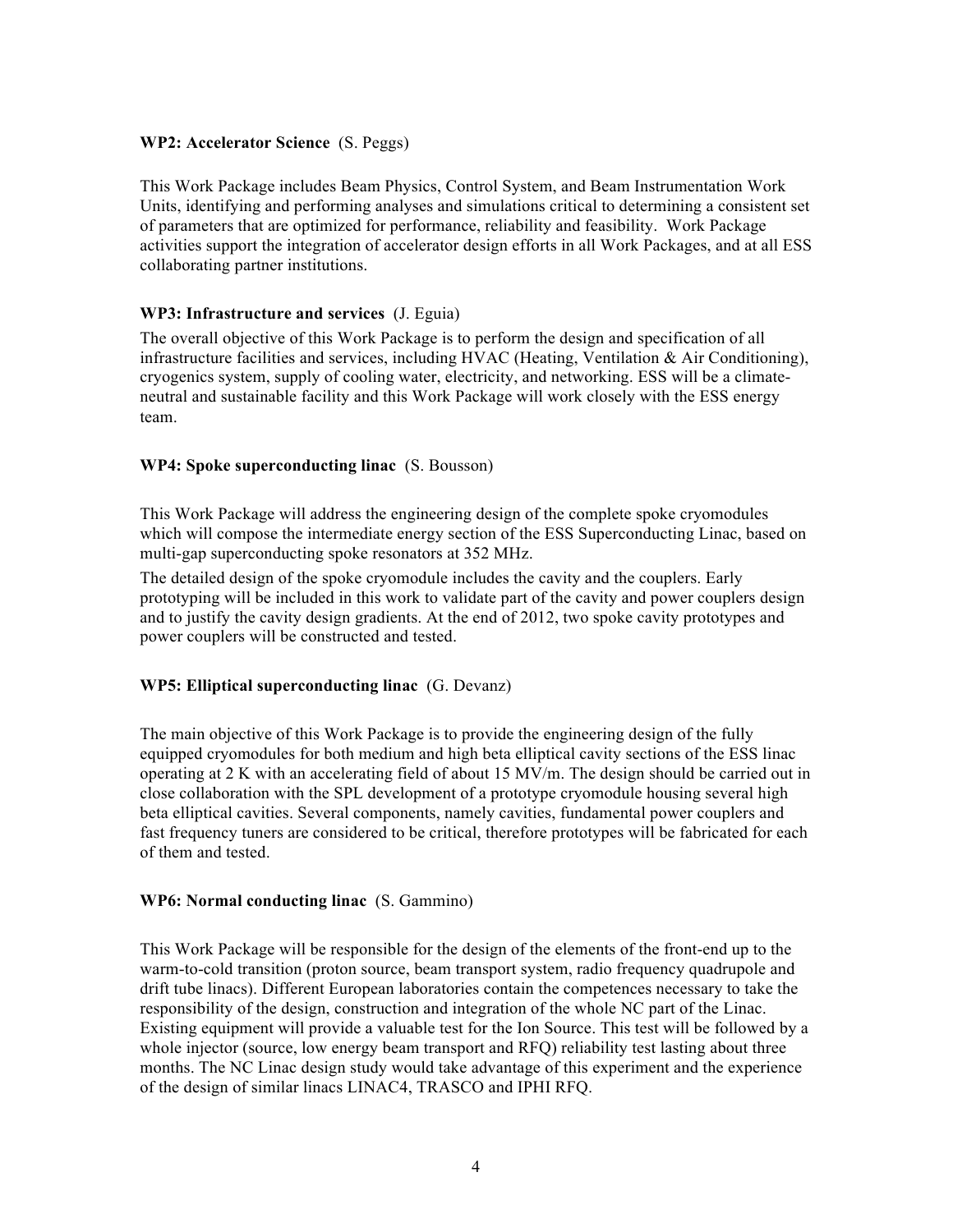**WP2: Accelerator Science** (S. Peggs)

This Work Package includes Beam Physics, Control System, and Beam Instrumentation Work Units, identifying and performing analyses and simulations critical to determining a consistent set of parameters that are optimized for performance, reliability and feasibility. Work Package activities support the integration of accelerator design efforts in all Work Packages, and at all ESS collaborating partner institutions.

**WP3: Infrastructure and services** (J. Eguia)

The overall objective of this Work Package is to perform the design and specification of all infrastructure facilities and services, including HVAC (Heating, Ventilation & Air Conditioning), cryogenics system, supply of cooling water, electricity, and networking. ESS will be a climate-neutral and sustainable facility and this Work Package will work closely with the ESS energy team.

**WP4: Spoke superconducting linac** (S. Bousson)

This Work Package will address the engineering design of the complete spoke cryomodules which will compose the intermediate energy section of the ESS Superconducting Linac, based on multi-gap superconducting spoke resonators at 352 MHz.

The detailed design of the spoke cryomodule includes the cavity and the couplers. Early prototyping will be included in this work to validate part of the cavity and power couplers design and to justify the cavity design gradients. At the end of 2012, two spoke cavity prototypes and power couplers will be constructed and tested.

**WP5: Elliptical superconducting linac** (G. Devanz)

The main objective of this Work Package is to provide the engineering design of the fully equipped cryomodules for both medium and high beta elliptical cavity sections of the ESS linac operating at 2 K with an accelerating field of about 15 MV/m. The design should be carried out in close collaboration with the SPL development of a prototype cryomodule housing several high beta elliptical cavities. Several components, namely cavities, fundamental power couplers and fast frequency tuners are considered to be critical, therefore prototypes will be fabricated for each of them and tested.

**WP6: Normal conducting linac** (S. Gammino)

This Work Package will be responsible for the design of the elements of the front-end up to the warm-to-cold transition (proton source, beam transport system, radio frequency quadrupole and drift tube linacs). Different European laboratories contain the competences necessary to take the responsibility of the design, construction and integration of the whole NC part of the Linac. Existing equipment will provide a valuable test for the Ion Source. This test will be followed by a whole injector (source, low energy beam transport and RFQ) reliability test lasting about three months. The NC Linac design study would take advantage of this experiment and the experience of the design of similar linacs LINAC4, TRASCO and IPHI RFQ.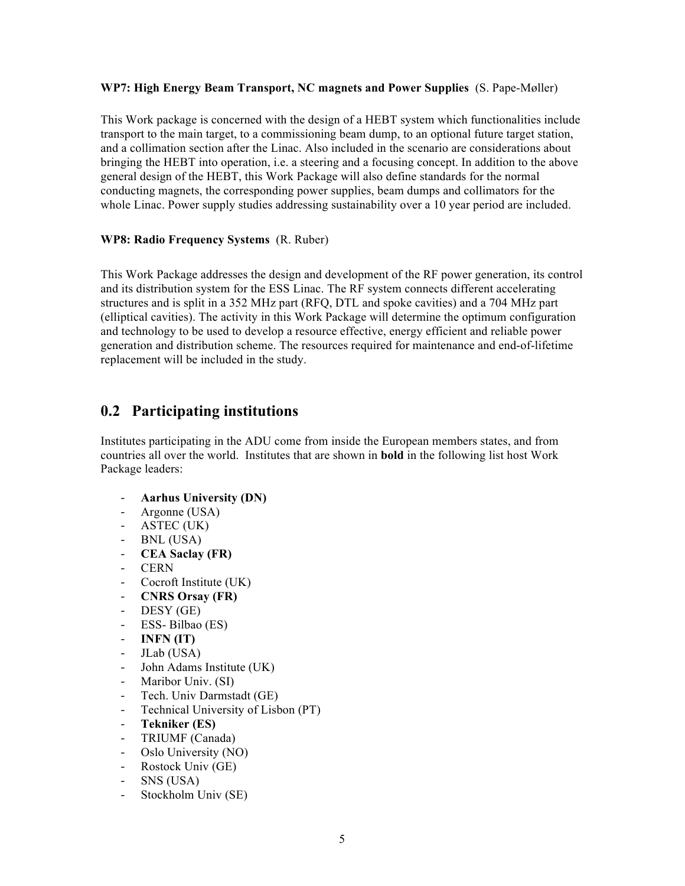**WP7: High Energy Beam Transport, NC magnets and Power Supplies** (S. Pape-Møller)

This Work package is concerned with the design of a HEBT system which functionalities include transport to the main target, to a commissioning beam dump, to an optional future target station, and a collimation section after the Linac. Also included in the scenario are considerations about bringing the HEBT into operation, i.e. a steering and a focusing concept. In addition to the above general design of the HEBT, this Work Package will also define standards for the normal conducting magnets, the corresponding power supplies, beam dumps and collimators for the whole Linac. Power supply studies addressing sustainability over a 10 year period are included.

**WP8: Radio Frequency Systems** (R. Ruber)

This Work Package addresses the design and development of the RF power generation, its control and its distribution system for the ESS Linac. The RF system connects different accelerating structures and is split in a 352 MHz part (RFQ, DTL and spoke cavities) and a 704 MHz part (elliptical cavities). The activity in this Work Package will determine the optimum configuration and technology to be used to develop a resource effective, energy efficient and reliable power generation and distribution scheme. The resources required for maintenance and end-of-lifetime replacement will be included in the study.

## 0.2 Participating institutions

Institutes participating in the ADU come from inside the European members states, and from countries all over the world. Institutes that are shown in **bold** in the following list host Work Package leaders:

- **Aarhus University (DN)**
- Argonne (USA)
- ASTEC (UK)
- BNL (USA)
- **CEA Saclay (FR)**
- CERN
- Cocroft Institute (UK)
- **CNRS Orsay (FR)**
- DESY (GE)
- ESS- Bilbao (ES)
- **INFN (IT)**
- JLab (USA)
- John Adams Institute (UK)
- Maribor Univ. (SI)
- Tech. Univ Darmstadt (GE)
- Technical University of Lisbon (PT)
- **Tekniker (ES)**
- TRIUMF (Canada)
- Oslo University (NO)
- Rostock Univ (GE)
- SNS (USA)
- Stockholm Univ (SE)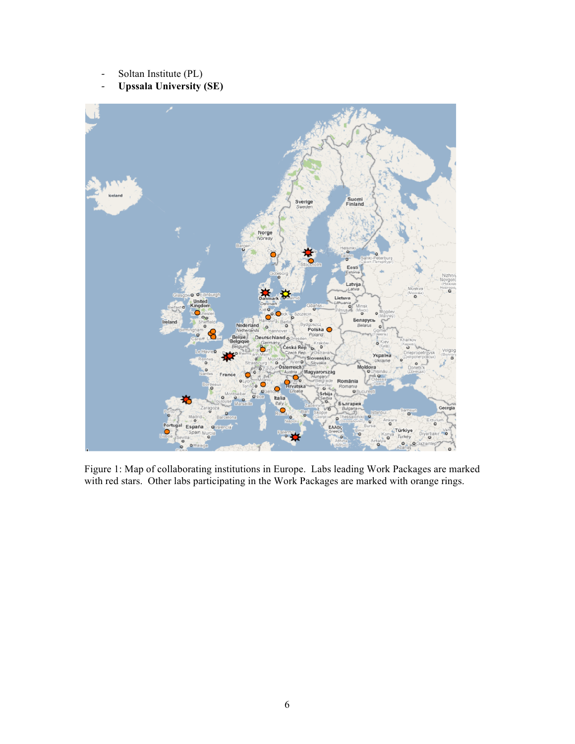- Soltan Institute (PL)
- **Upssala University (SE)**

Figure 1: Map of collaborating institutions in Europe. Labs leading Work Packages are marked with red stars. Other labs participating in the Work Packages are marked with orange rings.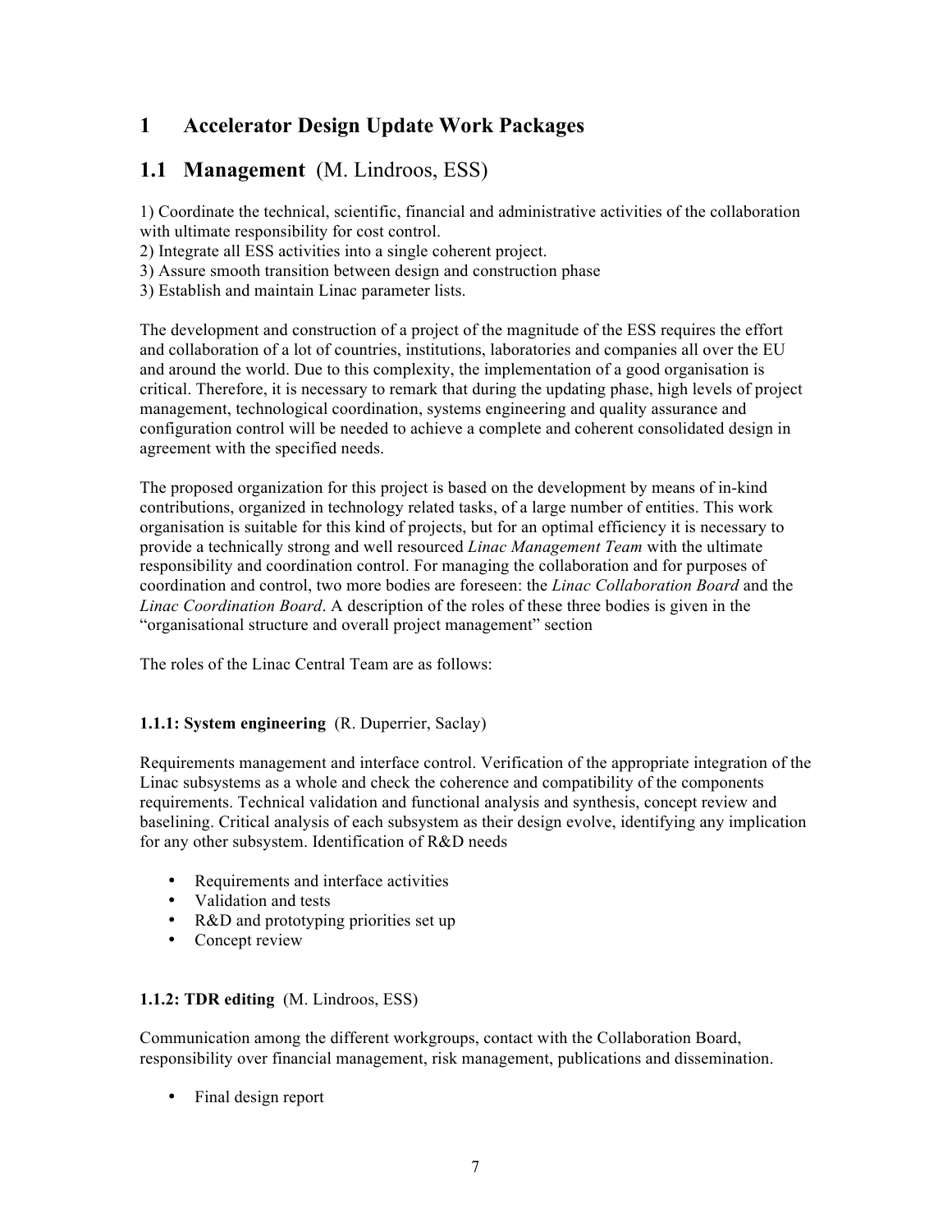# 1 Accelerator Design Update Work Packages

## 1.1 Management (M. Lindroos, ESS)

1) Coordinate the technical, scientific, financial and administrative activities of the collaboration with ultimate responsibility for cost control.
2) Integrate all ESS activities into a single coherent project.
3) Assure smooth transition between design and construction phase
3) Establish and maintain Linac parameter lists.

The development and construction of a project of the magnitude of the ESS requires the effort and collaboration of a lot of countries, institutions, laboratories and companies all over the EU and around the world. Due to this complexity, the implementation of a good organisation is critical. Therefore, it is necessary to remark that during the updating phase, high levels of project management, technological coordination, systems engineering and quality assurance and configuration control will be needed to achieve a complete and coherent consolidated design in agreement with the specified needs.

The proposed organization for this project is based on the development by means of in-kind contributions, organized in technology related tasks, of a large number of entities. This work organisation is suitable for this kind of projects, but for an optimal efficiency it is necessary to provide a technically strong and well resourced *Linac Management Team* with the ultimate responsibility and coordination control. For managing the collaboration and for purposes of coordination and control, two more bodies are foreseen: the *Linac Collaboration Board* and the *Linac Coordination Board*. A description of the roles of these three bodies is given in the "organisational structure and overall project management" section

The roles of the Linac Central Team are as follows:

### 1.1.1: System engineering (R. Duperrier, Saclay)

Requirements management and interface control. Verification of the appropriate integration of the Linac subsystems as a whole and check the coherence and compatibility of the components requirements. Technical validation and functional analysis and synthesis, concept review and baselining. Critical analysis of each subsystem as their design evolve, identifying any implication for any other subsystem. Identification of R&D needs

- Requirements and interface activities
- Validation and tests
- R&D and prototyping priorities set up
- Concept review

### 1.1.2: TDR editing (M. Lindroos, ESS)

Communication among the different workgroups, contact with the Collaboration Board, responsibility over financial management, risk management, publications and dissemination.

- Final design report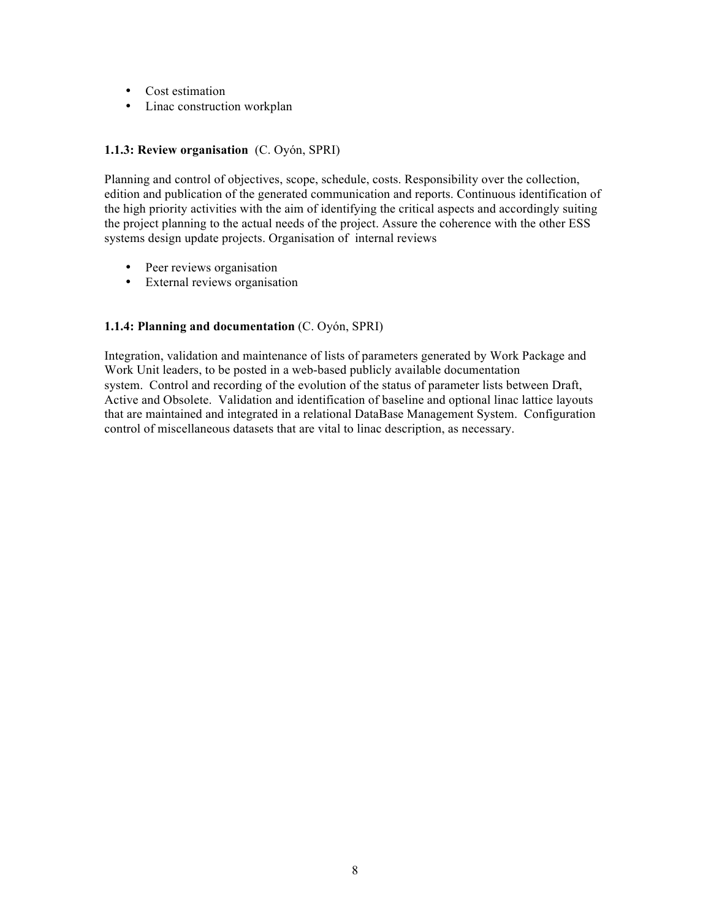- Cost estimation
- Linac construction workplan

**1.1.3: Review organisation** (C. Oyón, SPRI)

Planning and control of objectives, scope, schedule, costs. Responsibility over the collection, edition and publication of the generated communication and reports. Continuous identification of the high priority activities with the aim of identifying the critical aspects and accordingly suiting the project planning to the actual needs of the project. Assure the coherence with the other ESS systems design update projects. Organisation of internal reviews

- Peer reviews organisation
- External reviews organisation

**1.1.4: Planning and documentation** (C. Oyón, SPRI)

Integration, validation and maintenance of lists of parameters generated by Work Package and Work Unit leaders, to be posted in a web-based publicly available documentation system. Control and recording of the evolution of the status of parameter lists between Draft, Active and Obsolete. Validation and identification of baseline and optional linac lattice layouts that are maintained and integrated in a relational DataBase Management System. Configuration control of miscellaneous datasets that are vital to linac description, as necessary.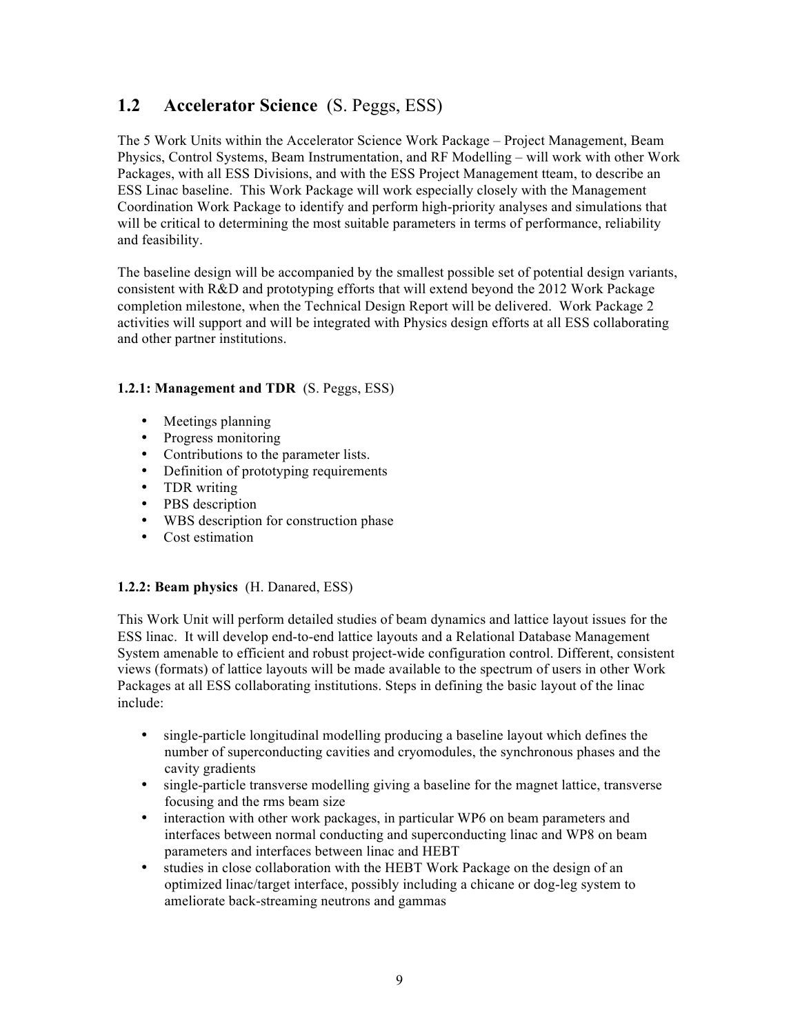## 1.2 Accelerator Science (S. Peggs, ESS)

The 5 Work Units within the Accelerator Science Work Package – Project Management, Beam Physics, Control Systems, Beam Instrumentation, and RF Modelling – will work with other Work Packages, with all ESS Divisions, and with the ESS Project Management tteam, to describe an ESS Linac baseline. This Work Package will work especially closely with the Management Coordination Work Package to identify and perform high-priority analyses and simulations that will be critical to determining the most suitable parameters in terms of performance, reliability and feasibility.

The baseline design will be accompanied by the smallest possible set of potential design variants, consistent with R&D and prototyping efforts that will extend beyond the 2012 Work Package completion milestone, when the Technical Design Report will be delivered. Work Package 2 activities will support and will be integrated with Physics design efforts at all ESS collaborating and other partner institutions.

### 1.2.1: Management and TDR (S. Peggs, ESS)

- Meetings planning
- Progress monitoring
- Contributions to the parameter lists.
- Definition of prototyping requirements
- TDR writing
- PBS description
- WBS description for construction phase
- Cost estimation

### 1.2.2: Beam physics (H. Danared, ESS)

This Work Unit will perform detailed studies of beam dynamics and lattice layout issues for the ESS linac. It will develop end-to-end lattice layouts and a Relational Database Management System amenable to efficient and robust project-wide configuration control. Different, consistent views (formats) of lattice layouts will be made available to the spectrum of users in other Work Packages at all ESS collaborating institutions. Steps in defining the basic layout of the linac include:

- single-particle longitudinal modelling producing a baseline layout which defines the number of superconducting cavities and cryomodules, the synchronous phases and the cavity gradients
- single-particle transverse modelling giving a baseline for the magnet lattice, transverse focusing and the rms beam size
- interaction with other work packages, in particular WP6 on beam parameters and interfaces between normal conducting and superconducting linac and WP8 on beam parameters and interfaces between linac and HEBT
- studies in close collaboration with the HEBT Work Package on the design of an optimized linac/target interface, possibly including a chicane or dog-leg system to ameliorate back-streaming neutrons and gammas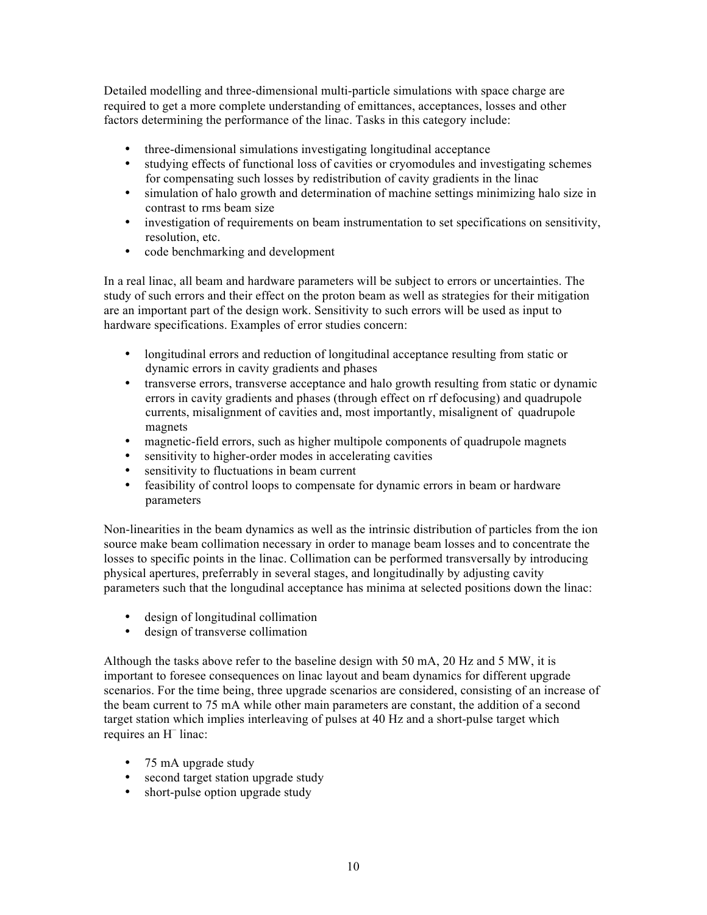Detailed modelling and three-dimensional multi-particle simulations with space charge are required to get a more complete understanding of emittances, acceptances, losses and other factors determining the performance of the linac. Tasks in this category include:

- three-dimensional simulations investigating longitudinal acceptance
- studying effects of functional loss of cavities or cryomodules and investigating schemes for compensating such losses by redistribution of cavity gradients in the linac
- simulation of halo growth and determination of machine settings minimizing halo size in contrast to rms beam size
- investigation of requirements on beam instrumentation to set specifications on sensitivity, resolution, etc.
- code benchmarking and development

In a real linac, all beam and hardware parameters will be subject to errors or uncertainties. The study of such errors and their effect on the proton beam as well as strategies for their mitigation are an important part of the design work. Sensitivity to such errors will be used as input to hardware specifications. Examples of error studies concern:

- longitudinal errors and reduction of longitudinal acceptance resulting from static or dynamic errors in cavity gradients and phases
- transverse errors, transverse acceptance and halo growth resulting from static or dynamic errors in cavity gradients and phases (through effect on rf defocusing) and quadrupole currents, misalignment of cavities and, most importantly, misalignent of quadrupole magnets
- magnetic-field errors, such as higher multipole components of quadrupole magnets
- sensitivity to higher-order modes in accelerating cavities
- sensitivity to fluctuations in beam current
- feasibility of control loops to compensate for dynamic errors in beam or hardware parameters

Non-linearities in the beam dynamics as well as the intrinsic distribution of particles from the ion source make beam collimation necessary in order to manage beam losses and to concentrate the losses to specific points in the linac. Collimation can be performed transversally by introducing physical apertures, preferrably in several stages, and longitudinally by adjusting cavity parameters such that the longudinal acceptance has minima at selected positions down the linac:

- design of longitudinal collimation
- design of transverse collimation

Although the tasks above refer to the baseline design with 50 mA, 20 Hz and 5 MW, it is important to foresee consequences on linac layout and beam dynamics for different upgrade scenarios. For the time being, three upgrade scenarios are considered, consisting of an increase of the beam current to 75 mA while other main parameters are constant, the addition of a second target station which implies interleaving of pulses at 40 Hz and a short-pulse target which requires an $H^-$ linac:

- 75 mA upgrade study
- second target station upgrade study
- short-pulse option upgrade study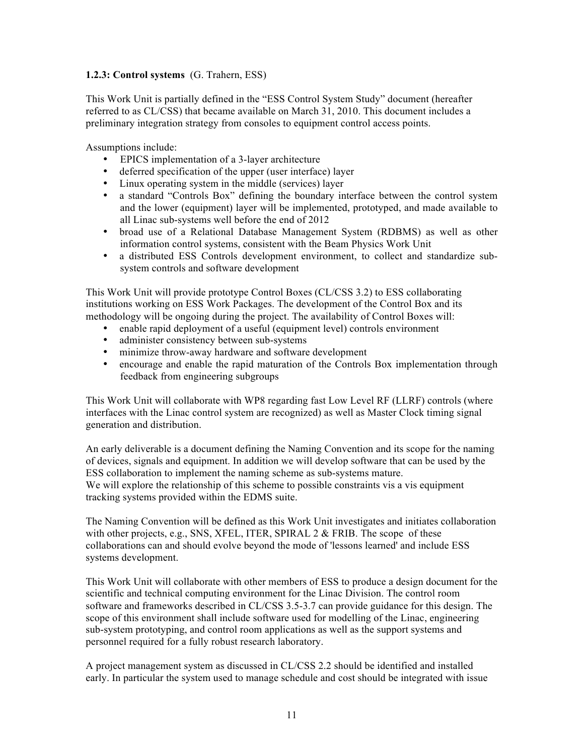**1.2.3: Control systems** (G. Trahern, ESS)

This Work Unit is partially defined in the "ESS Control System Study" document (hereafter referred to as CL/CSS) that became available on March 31, 2010. This document includes a preliminary integration strategy from consoles to equipment control access points.

Assumptions include:

- EPICS implementation of a 3-layer architecture
- deferred specification of the upper (user interface) layer
- Linux operating system in the middle (services) layer
- a standard "Controls Box" defining the boundary interface between the control system and the lower (equipment) layer will be implemented, prototyped, and made available to all Linac sub-systems well before the end of 2012
- broad use of a Relational Database Management System (RDBMS) as well as other information control systems, consistent with the Beam Physics Work Unit
- a distributed ESS Controls development environment, to collect and standardize sub-system controls and software development

This Work Unit will provide prototype Control Boxes (CL/CSS 3.2) to ESS collaborating institutions working on ESS Work Packages. The development of the Control Box and its methodology will be ongoing during the project. The availability of Control Boxes will:

- enable rapid deployment of a useful (equipment level) controls environment
- administer consistency between sub-systems
- minimize throw-away hardware and software development
- encourage and enable the rapid maturation of the Controls Box implementation through feedback from engineering subgroups

This Work Unit will collaborate with WP8 regarding fast Low Level RF (LLRF) controls (where interfaces with the Linac control system are recognized) as well as Master Clock timing signal generation and distribution.

An early deliverable is a document defining the Naming Convention and its scope for the naming of devices, signals and equipment. In addition we will develop software that can be used by the ESS collaboration to implement the naming scheme as sub-systems mature.
We will explore the relationship of this scheme to possible constraints vis a vis equipment tracking systems provided within the EDMS suite.

The Naming Convention will be defined as this Work Unit investigates and initiates collaboration with other projects, e.g., SNS, XFEL, ITER, SPIRAL 2 & FRIB. The scope of these collaborations can and should evolve beyond the mode of 'lessons learned' and include ESS systems development.

This Work Unit will collaborate with other members of ESS to produce a design document for the scientific and technical computing environment for the Linac Division. The control room software and frameworks described in CL/CSS 3.5-3.7 can provide guidance for this design. The scope of this environment shall include software used for modelling of the Linac, engineering sub-system prototyping, and control room applications as well as the support systems and personnel required for a fully robust research laboratory.

A project management system as discussed in CL/CSS 2.2 should be identified and installed early. In particular the system used to manage schedule and cost should be integrated with issue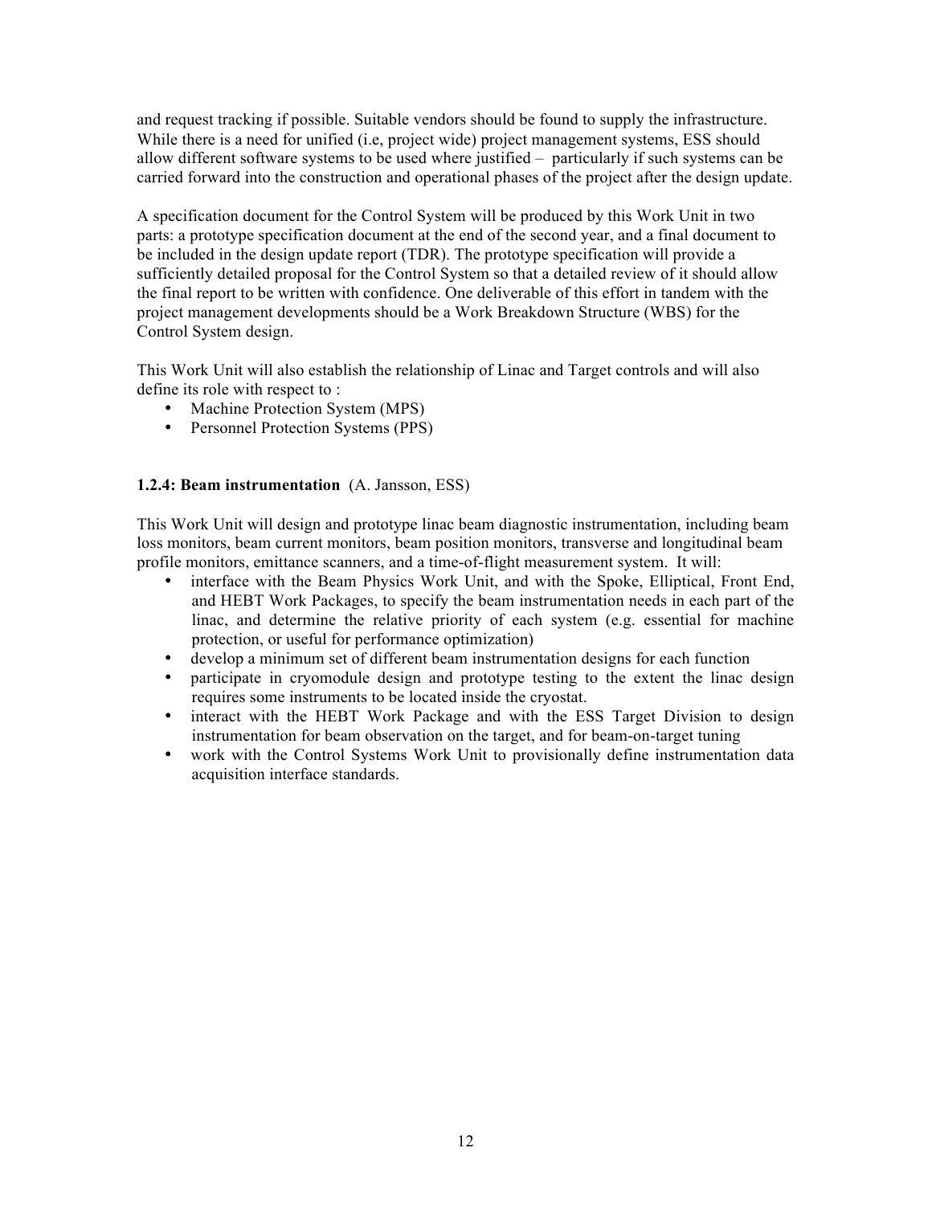and request tracking if possible. Suitable vendors should be found to supply the infrastructure. While there is a need for unified (i.e, project wide) project management systems, ESS should allow different software systems to be used where justified – particularly if such systems can be carried forward into the construction and operational phases of the project after the design update.

A specification document for the Control System will be produced by this Work Unit in two parts: a prototype specification document at the end of the second year, and a final document to be included in the design update report (TDR). The prototype specification will provide a sufficiently detailed proposal for the Control System so that a detailed review of it should allow the final report to be written with confidence. One deliverable of this effort in tandem with the project management developments should be a Work Breakdown Structure (WBS) for the Control System design.

This Work Unit will also establish the relationship of Linac and Target controls and will also define its role with respect to :

- Machine Protection System (MPS)
- Personnel Protection Systems (PPS)

**1.2.4: Beam instrumentation** (A. Jansson, ESS)

This Work Unit will design and prototype linac beam diagnostic instrumentation, including beam loss monitors, beam current monitors, beam position monitors, transverse and longitudinal beam profile monitors, emittance scanners, and a time-of-flight measurement system. It will:

- interface with the Beam Physics Work Unit, and with the Spoke, Elliptical, Front End, and HEBT Work Packages, to specify the beam instrumentation needs in each part of the linac, and determine the relative priority of each system (e.g. essential for machine protection, or useful for performance optimization)
- develop a minimum set of different beam instrumentation designs for each function
- participate in cryomodule design and prototype testing to the extent the linac design requires some instruments to be located inside the cryostat.
- interact with the HEBT Work Package and with the ESS Target Division to design instrumentation for beam observation on the target, and for beam-on-target tuning
- work with the Control Systems Work Unit to provisionally define instrumentation data acquisition interface standards.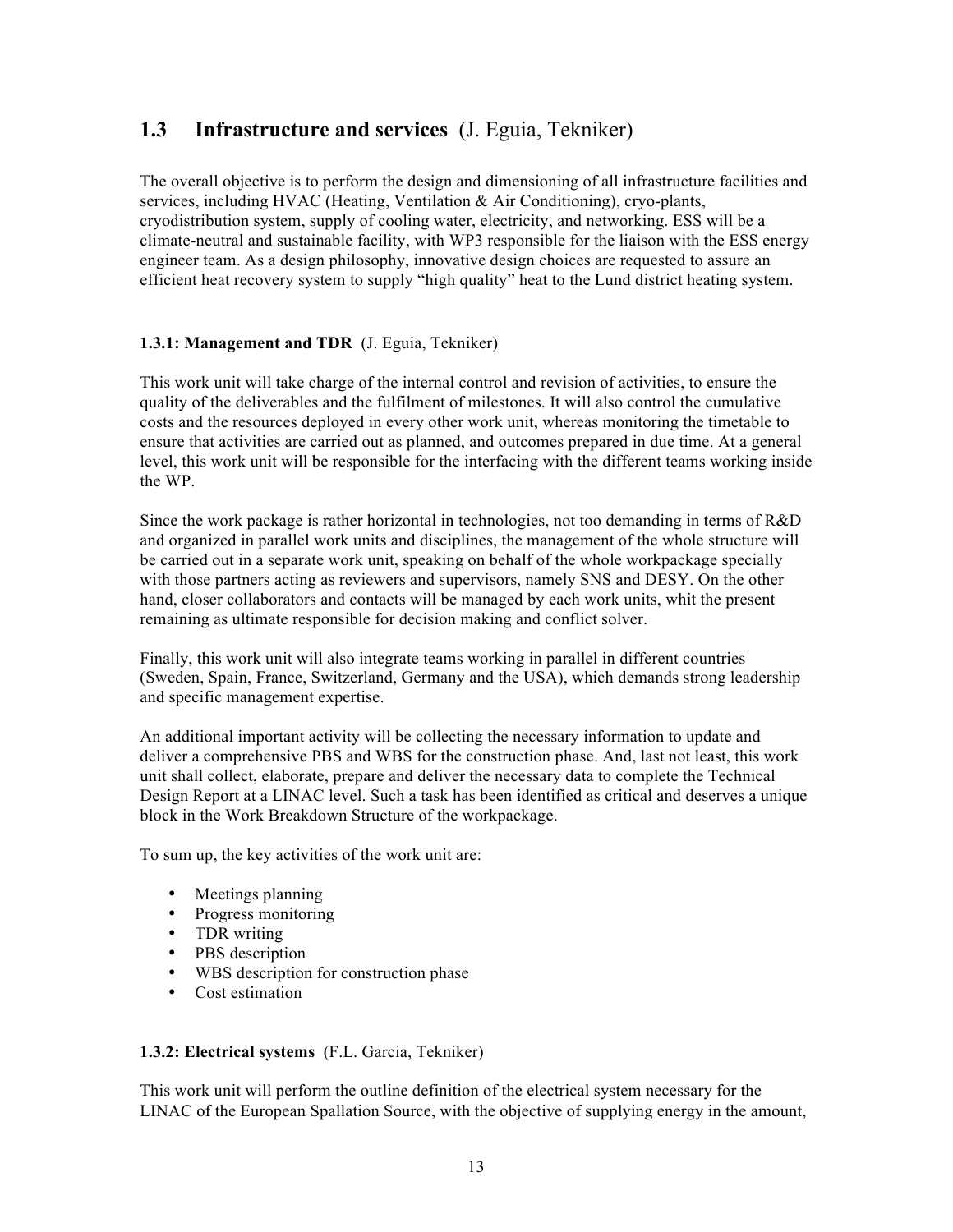## 1.3 Infrastructure and services (J. Eguia, Tekniker)

The overall objective is to perform the design and dimensioning of all infrastructure facilities and services, including HVAC (Heating, Ventilation & Air Conditioning), cryo-plants, cryodistribution system, supply of cooling water, electricity, and networking. ESS will be a climate-neutral and sustainable facility, with WP3 responsible for the liaison with the ESS energy engineer team. As a design philosophy, innovative design choices are requested to assure an efficient heat recovery system to supply "high quality" heat to the Lund district heating system.

### 1.3.1: Management and TDR (J. Eguia, Tekniker)

This work unit will take charge of the internal control and revision of activities, to ensure the quality of the deliverables and the fulfilment of milestones. It will also control the cumulative costs and the resources deployed in every other work unit, whereas monitoring the timetable to ensure that activities are carried out as planned, and outcomes prepared in due time. At a general level, this work unit will be responsible for the interfacing with the different teams working inside the WP.

Since the work package is rather horizontal in technologies, not too demanding in terms of R&D and organized in parallel work units and disciplines, the management of the whole structure will be carried out in a separate work unit, speaking on behalf of the whole workpackage specially with those partners acting as reviewers and supervisors, namely SNS and DESY. On the other hand, closer collaborators and contacts will be managed by each work units, whit the present remaining as ultimate responsible for decision making and conflict solver.

Finally, this work unit will also integrate teams working in parallel in different countries (Sweden, Spain, France, Switzerland, Germany and the USA), which demands strong leadership and specific management expertise.

An additional important activity will be collecting the necessary information to update and deliver a comprehensive PBS and WBS for the construction phase. And, last not least, this work unit shall collect, elaborate, prepare and deliver the necessary data to complete the Technical Design Report at a LINAC level. Such a task has been identified as critical and deserves a unique block in the Work Breakdown Structure of the workpackage.

To sum up, the key activities of the work unit are:

- Meetings planning
- Progress monitoring
- TDR writing
- PBS description
- WBS description for construction phase
- Cost estimation

### 1.3.2: Electrical systems (F.L. Garcia, Tekniker)

This work unit will perform the outline definition of the electrical system necessary for the LINAC of the European Spallation Source, with the objective of supplying energy in the amount,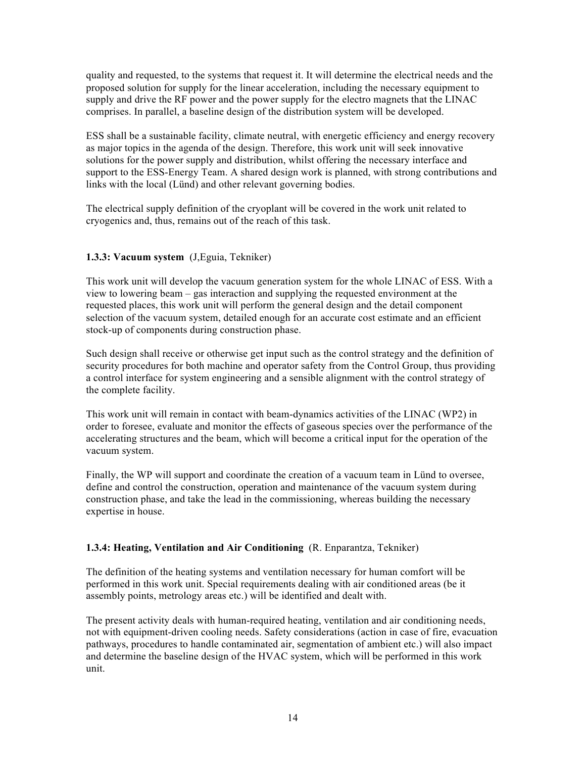quality and requested, to the systems that request it. It will determine the electrical needs and the proposed solution for supply for the linear acceleration, including the necessary equipment to supply and drive the RF power and the power supply for the electro magnets that the LINAC comprises. In parallel, a baseline design of the distribution system will be developed.

ESS shall be a sustainable facility, climate neutral, with energetic efficiency and energy recovery as major topics in the agenda of the design. Therefore, this work unit will seek innovative solutions for the power supply and distribution, whilst offering the necessary interface and support to the ESS-Energy Team. A shared design work is planned, with strong contributions and links with the local (Lünd) and other relevant governing bodies.

The electrical supply definition of the cryoplant will be covered in the work unit related to cryogenics and, thus, remains out of the reach of this task.

### 1.3.3: Vacuum system (J,Eguia, Tekniker)

This work unit will develop the vacuum generation system for the whole LINAC of ESS. With a view to lowering beam – gas interaction and supplying the requested environment at the requested places, this work unit will perform the general design and the detail component selection of the vacuum system, detailed enough for an accurate cost estimate and an efficient stock-up of components during construction phase.

Such design shall receive or otherwise get input such as the control strategy and the definition of security procedures for both machine and operator safety from the Control Group, thus providing a control interface for system engineering and a sensible alignment with the control strategy of the complete facility.

This work unit will remain in contact with beam-dynamics activities of the LINAC (WP2) in order to foresee, evaluate and monitor the effects of gaseous species over the performance of the accelerating structures and the beam, which will become a critical input for the operation of the vacuum system.

Finally, the WP will support and coordinate the creation of a vacuum team in Lünd to oversee, define and control the construction, operation and maintenance of the vacuum system during construction phase, and take the lead in the commissioning, whereas building the necessary expertise in house.

### 1.3.4: Heating, Ventilation and Air Conditioning (R. Enparantza, Tekniker)

The definition of the heating systems and ventilation necessary for human comfort will be performed in this work unit. Special requirements dealing with air conditioned areas (be it assembly points, metrology areas etc.) will be identified and dealt with.

The present activity deals with human-required heating, ventilation and air conditioning needs, not with equipment-driven cooling needs. Safety considerations (action in case of fire, evacuation pathways, procedures to handle contaminated air, segmentation of ambient etc.) will also impact and determine the baseline design of the HVAC system, which will be performed in this work unit.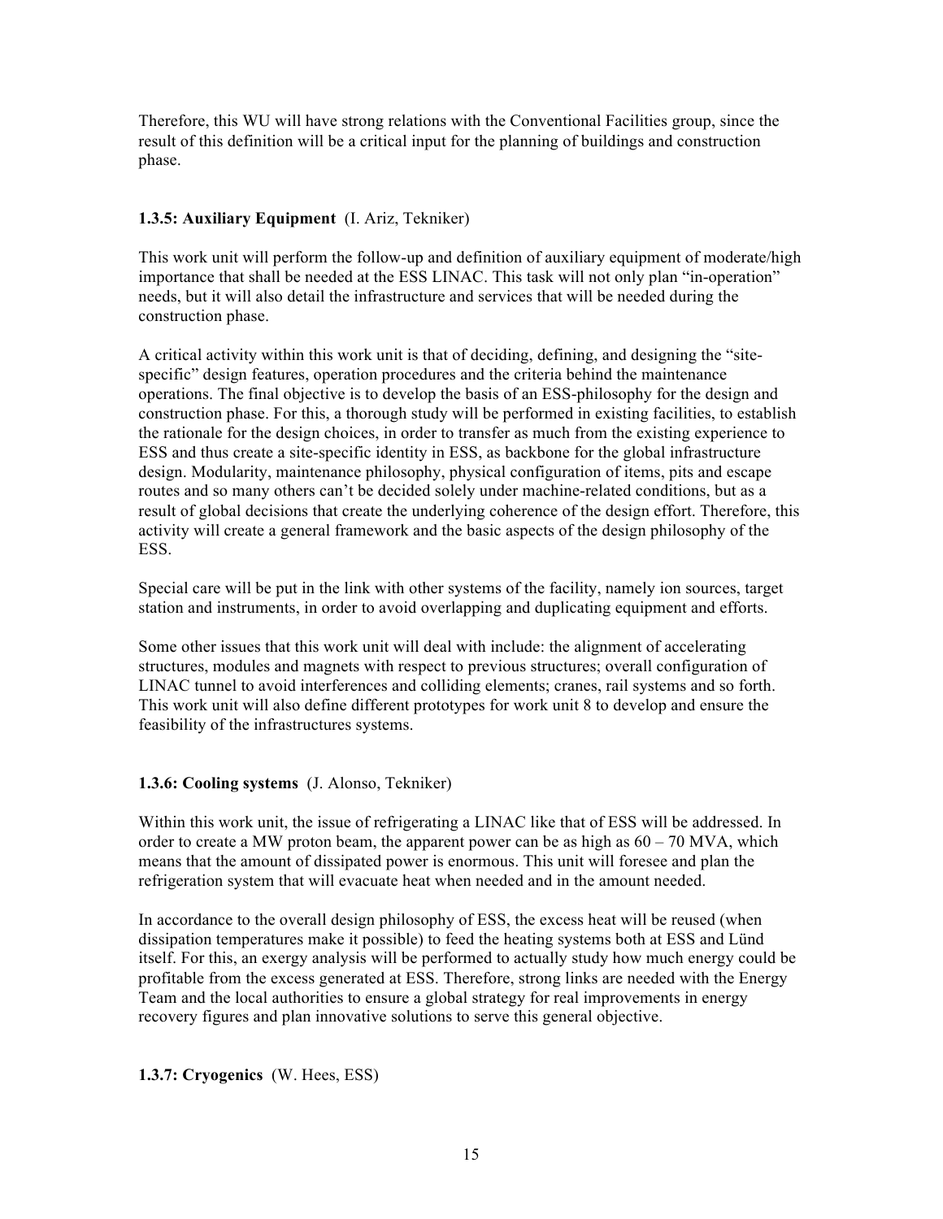Therefore, this WU will have strong relations with the Conventional Facilities group, since the result of this definition will be a critical input for the planning of buildings and construction phase.

### 1.3.5: Auxiliary Equipment (I. Ariz, Tekniker)

This work unit will perform the follow-up and definition of auxiliary equipment of moderate/high importance that shall be needed at the ESS LINAC. This task will not only plan "in-operation" needs, but it will also detail the infrastructure and services that will be needed during the construction phase.

A critical activity within this work unit is that of deciding, defining, and designing the "site-specific" design features, operation procedures and the criteria behind the maintenance operations. The final objective is to develop the basis of an ESS-philosophy for the design and construction phase. For this, a thorough study will be performed in existing facilities, to establish the rationale for the design choices, in order to transfer as much from the existing experience to ESS and thus create a site-specific identity in ESS, as backbone for the global infrastructure design. Modularity, maintenance philosophy, physical configuration of items, pits and escape routes and so many others can't be decided solely under machine-related conditions, but as a result of global decisions that create the underlying coherence of the design effort. Therefore, this activity will create a general framework and the basic aspects of the design philosophy of the ESS.

Special care will be put in the link with other systems of the facility, namely ion sources, target station and instruments, in order to avoid overlapping and duplicating equipment and efforts.

Some other issues that this work unit will deal with include: the alignment of accelerating structures, modules and magnets with respect to previous structures; overall configuration of LINAC tunnel to avoid interferences and colliding elements; cranes, rail systems and so forth. This work unit will also define different prototypes for work unit 8 to develop and ensure the feasibility of the infrastructures systems.

### 1.3.6: Cooling systems (J. Alonso, Tekniker)

Within this work unit, the issue of refrigerating a LINAC like that of ESS will be addressed. In order to create a MW proton beam, the apparent power can be as high as 60 – 70 MVA, which means that the amount of dissipated power is enormous. This unit will foresee and plan the refrigeration system that will evacuate heat when needed and in the amount needed.

In accordance to the overall design philosophy of ESS, the excess heat will be reused (when dissipation temperatures make it possible) to feed the heating systems both at ESS and Lünd itself. For this, an exergy analysis will be performed to actually study how much energy could be profitable from the excess generated at ESS. Therefore, strong links are needed with the Energy Team and the local authorities to ensure a global strategy for real improvements in energy recovery figures and plan innovative solutions to serve this general objective.

### 1.3.7: Cryogenics (W. Hees, ESS)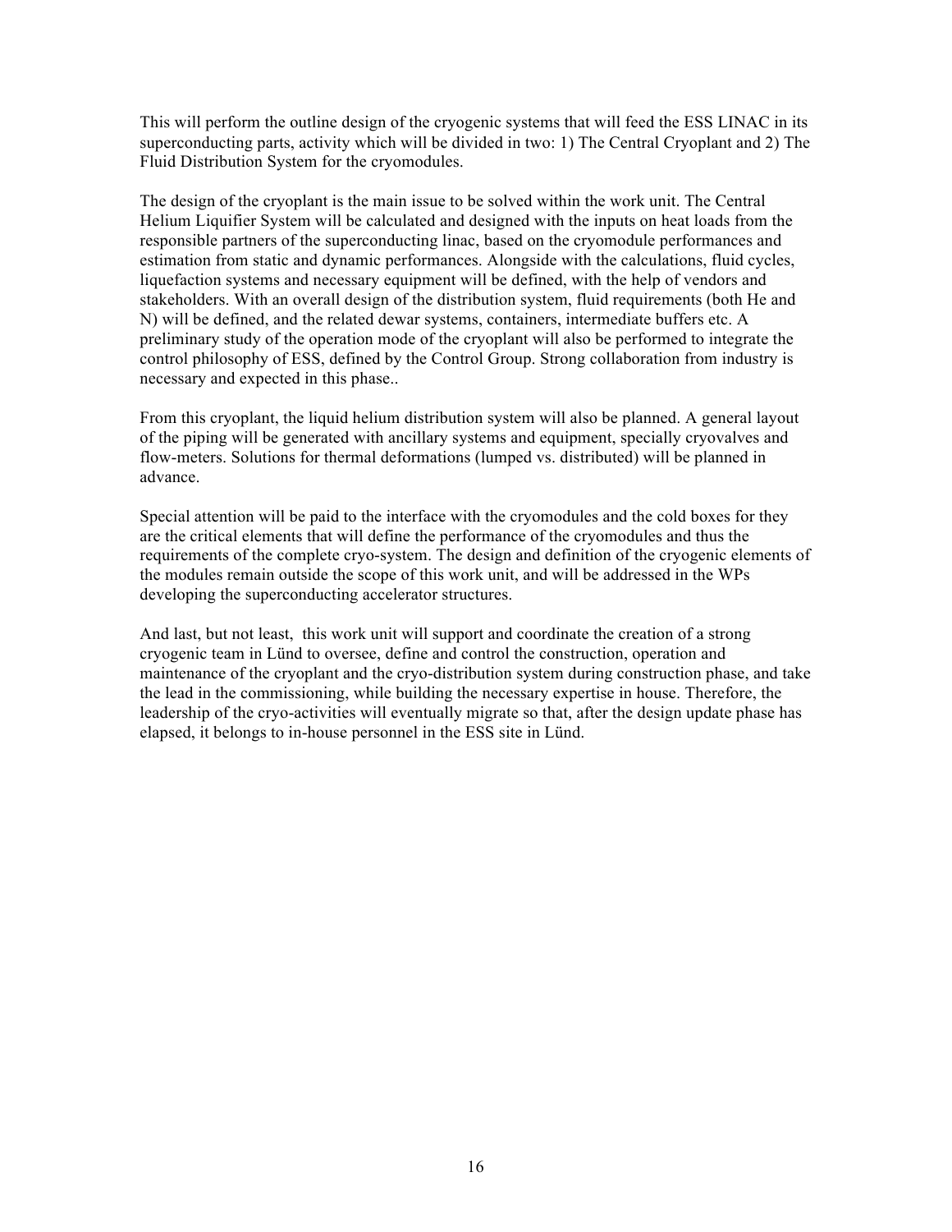This will perform the outline design of the cryogenic systems that will feed the ESS LINAC in its superconducting parts, activity which will be divided in two: 1) The Central Cryoplant and 2) The Fluid Distribution System for the cryomodules.

The design of the cryoplant is the main issue to be solved within the work unit. The Central Helium Liquifier System will be calculated and designed with the inputs on heat loads from the responsible partners of the superconducting linac, based on the cryomodule performances and estimation from static and dynamic performances. Alongside with the calculations, fluid cycles, liquefaction systems and necessary equipment will be defined, with the help of vendors and stakeholders. With an overall design of the distribution system, fluid requirements (both He and N) will be defined, and the related dewar systems, containers, intermediate buffers etc. A preliminary study of the operation mode of the cryoplant will also be performed to integrate the control philosophy of ESS, defined by the Control Group. Strong collaboration from industry is necessary and expected in this phase..

From this cryoplant, the liquid helium distribution system will also be planned. A general layout of the piping will be generated with ancillary systems and equipment, specially cryovalves and flow-meters. Solutions for thermal deformations (lumped vs. distributed) will be planned in advance.

Special attention will be paid to the interface with the cryomodules and the cold boxes for they are the critical elements that will define the performance of the cryomodules and thus the requirements of the complete cryo-system. The design and definition of the cryogenic elements of the modules remain outside the scope of this work unit, and will be addressed in the WPs developing the superconducting accelerator structures.

And last, but not least, this work unit will support and coordinate the creation of a strong cryogenic team in Lünd to oversee, define and control the construction, operation and maintenance of the cryoplant and the cryo-distribution system during construction phase, and take the lead in the commissioning, while building the necessary expertise in house. Therefore, the leadership of the cryo-activities will eventually migrate so that, after the design update phase has elapsed, it belongs to in-house personnel in the ESS site in Lünd.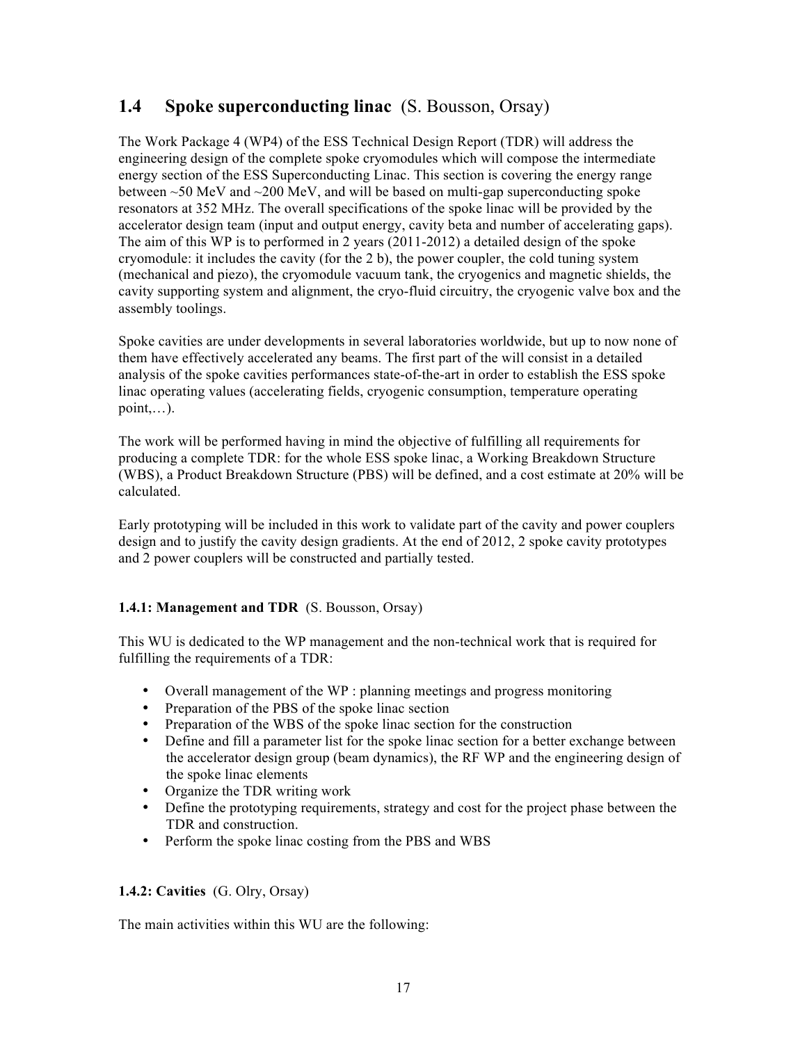## 1.4 Spoke superconducting linac (S. Bousson, Orsay)

The Work Package 4 (WP4) of the ESS Technical Design Report (TDR) will address the engineering design of the complete spoke cryomodules which will compose the intermediate energy section of the ESS Superconducting Linac. This section is covering the energy range between ~50 MeV and ~200 MeV, and will be based on multi-gap superconducting spoke resonators at 352 MHz. The overall specifications of the spoke linac will be provided by the accelerator design team (input and output energy, cavity beta and number of accelerating gaps). The aim of this WP is to performed in 2 years (2011-2012) a detailed design of the spoke cryomodule: it includes the cavity (for the 2 b), the power coupler, the cold tuning system (mechanical and piezo), the cryomodule vacuum tank, the cryogenics and magnetic shields, the cavity supporting system and alignment, the cryo-fluid circuitry, the cryogenic valve box and the assembly toolings.

Spoke cavities are under developments in several laboratories worldwide, but up to now none of them have effectively accelerated any beams. The first part of the will consist in a detailed analysis of the spoke cavities performances state-of-the-art in order to establish the ESS spoke linac operating values (accelerating fields, cryogenic consumption, temperature operating point,…).

The work will be performed having in mind the objective of fulfilling all requirements for producing a complete TDR: for the whole ESS spoke linac, a Working Breakdown Structure (WBS), a Product Breakdown Structure (PBS) will be defined, and a cost estimate at 20% will be calculated.

Early prototyping will be included in this work to validate part of the cavity and power couplers design and to justify the cavity design gradients. At the end of 2012, 2 spoke cavity prototypes and 2 power couplers will be constructed and partially tested.

#### 1.4.1: Management and TDR (S. Bousson, Orsay)

This WU is dedicated to the WP management and the non-technical work that is required for fulfilling the requirements of a TDR:

- Overall management of the WP : planning meetings and progress monitoring
- Preparation of the PBS of the spoke linac section
- Preparation of the WBS of the spoke linac section for the construction
- Define and fill a parameter list for the spoke linac section for a better exchange between the accelerator design group (beam dynamics), the RF WP and the engineering design of the spoke linac elements
- Organize the TDR writing work
- Define the prototyping requirements, strategy and cost for the project phase between the TDR and construction.
- Perform the spoke linac costing from the PBS and WBS

#### 1.4.2: Cavities (G. Olry, Orsay)

The main activities within this WU are the following: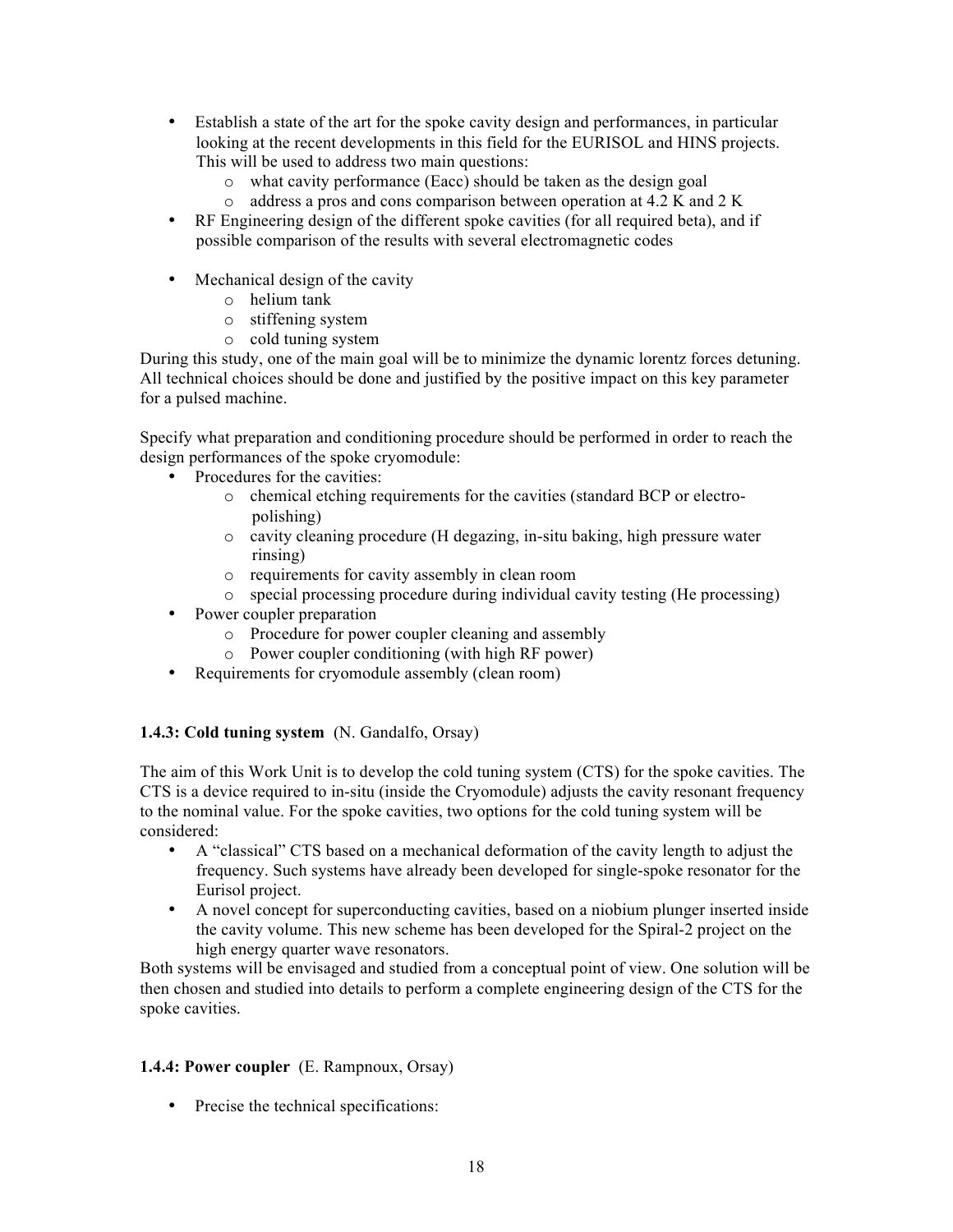- Establish a state of the art for the spoke cavity design and performances, in particular looking at the recent developments in this field for the EURISOL and HINS projects. This will be used to address two main questions:
  - what cavity performance (Eacc) should be taken as the design goal
  - address a pros and cons comparison between operation at 4.2 K and 2 K
- RF Engineering design of the different spoke cavities (for all required beta), and if possible comparison of the results with several electromagnetic codes

- Mechanical design of the cavity
  - helium tank
  - stiffening system
  - cold tuning system

During this study, one of the main goal will be to minimize the dynamic lorentz forces detuning. All technical choices should be done and justified by the positive impact on this key parameter for a pulsed machine.

Specify what preparation and conditioning procedure should be performed in order to reach the design performances of the spoke cryomodule:

- Procedures for the cavities:
  - chemical etching requirements for the cavities (standard BCP or electro-polishing)
  - cavity cleaning procedure (H degazing, in-situ baking, high pressure water rinsing)
  - requirements for cavity assembly in clean room
  - special processing procedure during individual cavity testing (He processing)
- Power coupler preparation
  - Procedure for power coupler cleaning and assembly
  - Power coupler conditioning (with high RF power)
- Requirements for cryomodule assembly (clean room)

### 1.4.3: Cold tuning system (N. Gandalfo, Orsay)

The aim of this Work Unit is to develop the cold tuning system (CTS) for the spoke cavities. The CTS is a device required to in-situ (inside the Cryomodule) adjusts the cavity resonant frequency to the nominal value. For the spoke cavities, two options for the cold tuning system will be considered:

- A "classical" CTS based on a mechanical deformation of the cavity length to adjust the frequency. Such systems have already been developed for single-spoke resonator for the Eurisol project.
- A novel concept for superconducting cavities, based on a niobium plunger inserted inside the cavity volume. This new scheme has been developed for the Spiral-2 project on the high energy quarter wave resonators.

Both systems will be envisaged and studied from a conceptual point of view. One solution will be then chosen and studied into details to perform a complete engineering design of the CTS for the spoke cavities.

### 1.4.4: Power coupler (E. Rampnoux, Orsay)

- Precise the technical specifications: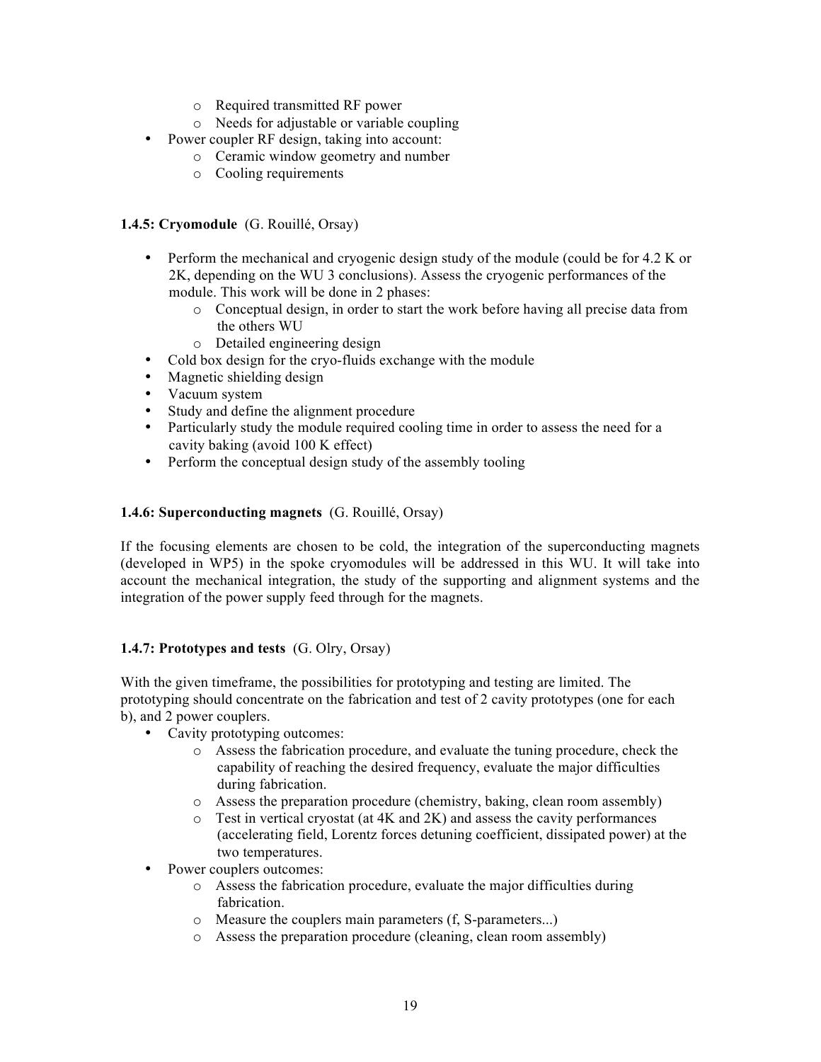- Required transmitted RF power
  - Needs for adjustable or variable coupling
- Power coupler RF design, taking into account:
  - Ceramic window geometry and number
  - Cooling requirements

**1.4.5: Cryomodule** (G. Rouillé, Orsay)

- Perform the mechanical and cryogenic design study of the module (could be for 4.2 K or 2K, depending on the WU 3 conclusions). Assess the cryogenic performances of the module. This work will be done in 2 phases:
  - Conceptual design, in order to start the work before having all precise data from the others WU
  - Detailed engineering design
- Cold box design for the cryo-fluids exchange with the module
- Magnetic shielding design
- Vacuum system
- Study and define the alignment procedure
- Particularly study the module required cooling time in order to assess the need for a cavity baking (avoid 100 K effect)
- Perform the conceptual design study of the assembly tooling

**1.4.6: Superconducting magnets** (G. Rouillé, Orsay)

If the focusing elements are chosen to be cold, the integration of the superconducting magnets (developed in WP5) in the spoke cryomodules will be addressed in this WU. It will take into account the mechanical integration, the study of the supporting and alignment systems and the integration of the power supply feed through for the magnets.

**1.4.7: Prototypes and tests** (G. Olry, Orsay)

With the given timeframe, the possibilities for prototyping and testing are limited. The prototyping should concentrate on the fabrication and test of 2 cavity prototypes (one for each b), and 2 power couplers.

- Cavity prototyping outcomes:
  - Assess the fabrication procedure, and evaluate the tuning procedure, check the capability of reaching the desired frequency, evaluate the major difficulties during fabrication.
  - Assess the preparation procedure (chemistry, baking, clean room assembly)
  - Test in vertical cryostat (at 4K and 2K) and assess the cavity performances (accelerating field, Lorentz forces detuning coefficient, dissipated power) at the two temperatures.
- Power couplers outcomes:
  - Assess the fabrication procedure, evaluate the major difficulties during fabrication.
  - Measure the couplers main parameters (f, S-parameters...)
  - Assess the preparation procedure (cleaning, clean room assembly)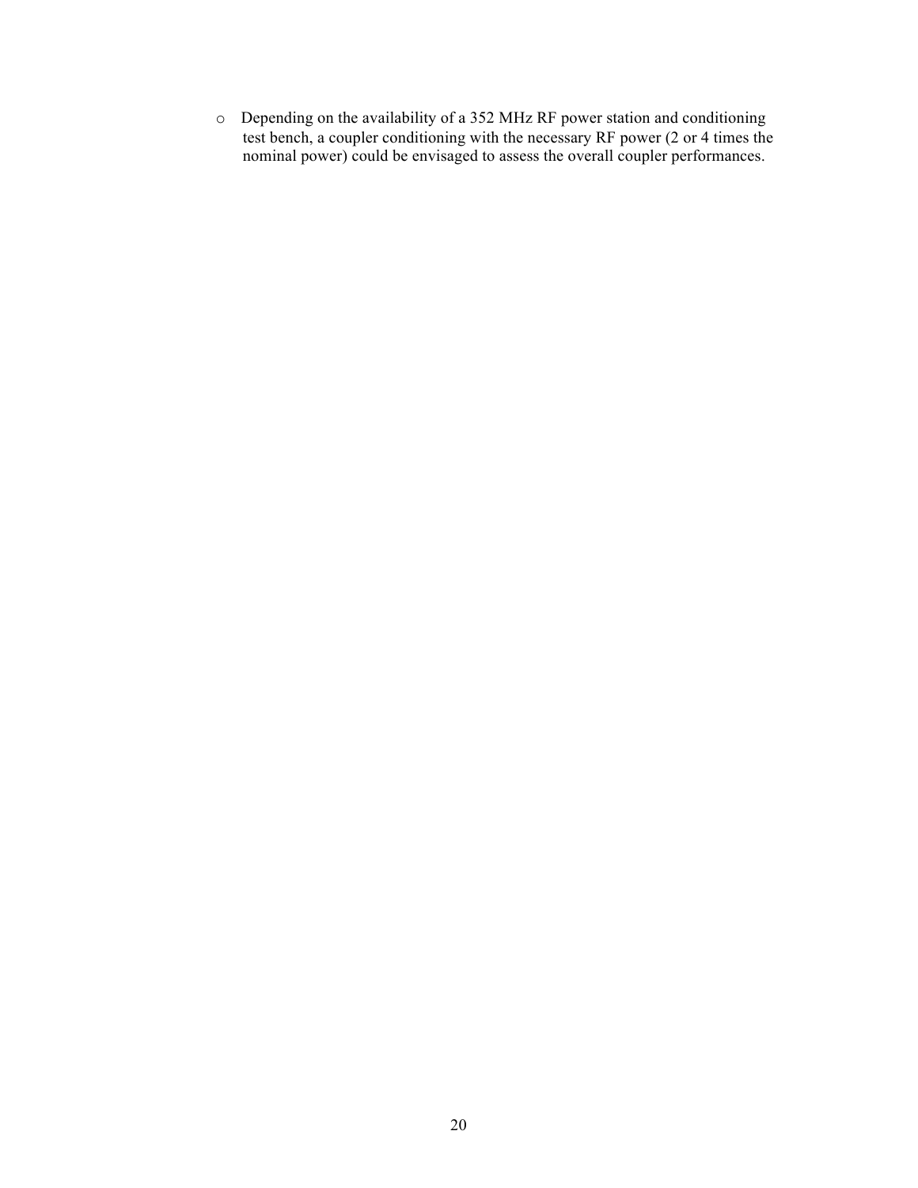- Depending on the availability of a 352 MHz RF power station and conditioning test bench, a coupler conditioning with the necessary RF power (2 or 4 times the nominal power) could be envisaged to assess the overall coupler performances.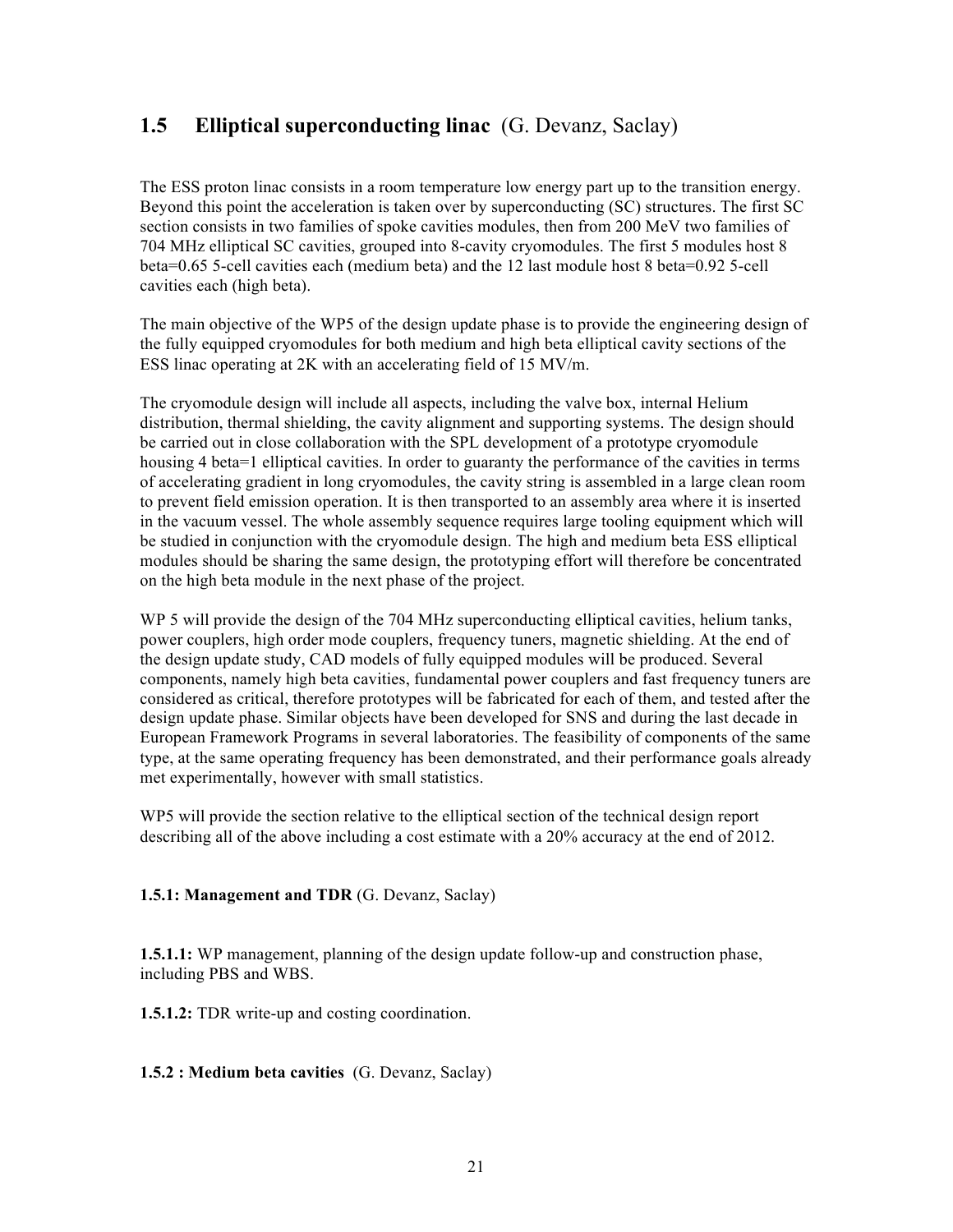## 1.5 Elliptical superconducting linac (G. Devanz, Saclay)

The ESS proton linac consists in a room temperature low energy part up to the transition energy. Beyond this point the acceleration is taken over by superconducting (SC) structures. The first SC section consists in two families of spoke cavities modules, then from 200 MeV two families of 704 MHz elliptical SC cavities, grouped into 8-cavity cryomodules. The first 5 modules host 8 beta=0.65 5-cell cavities each (medium beta) and the 12 last module host 8 beta=0.92 5-cell cavities each (high beta).

The main objective of the WP5 of the design update phase is to provide the engineering design of the fully equipped cryomodules for both medium and high beta elliptical cavity sections of the ESS linac operating at 2K with an accelerating field of 15 MV/m.

The cryomodule design will include all aspects, including the valve box, internal Helium distribution, thermal shielding, the cavity alignment and supporting systems. The design should be carried out in close collaboration with the SPL development of a prototype cryomodule housing 4 beta=1 elliptical cavities. In order to guaranty the performance of the cavities in terms of accelerating gradient in long cryomodules, the cavity string is assembled in a large clean room to prevent field emission operation. It is then transported to an assembly area where it is inserted in the vacuum vessel. The whole assembly sequence requires large tooling equipment which will be studied in conjunction with the cryomodule design. The high and medium beta ESS elliptical modules should be sharing the same design, the prototyping effort will therefore be concentrated on the high beta module in the next phase of the project.

WP 5 will provide the design of the 704 MHz superconducting elliptical cavities, helium tanks, power couplers, high order mode couplers, frequency tuners, magnetic shielding. At the end of the design update study, CAD models of fully equipped modules will be produced. Several components, namely high beta cavities, fundamental power couplers and fast frequency tuners are considered as critical, therefore prototypes will be fabricated for each of them, and tested after the design update phase. Similar objects have been developed for SNS and during the last decade in European Framework Programs in several laboratories. The feasibility of components of the same type, at the same operating frequency has been demonstrated, and their performance goals already met experimentally, however with small statistics.

WP5 will provide the section relative to the elliptical section of the technical design report describing all of the above including a cost estimate with a 20% accuracy at the end of 2012.

**1.5.1: Management and TDR** (G. Devanz, Saclay)

**1.5.1.1:** WP management, planning of the design update follow-up and construction phase, including PBS and WBS.

**1.5.1.2:** TDR write-up and costing coordination.

**1.5.2 : Medium beta cavities** (G. Devanz, Saclay)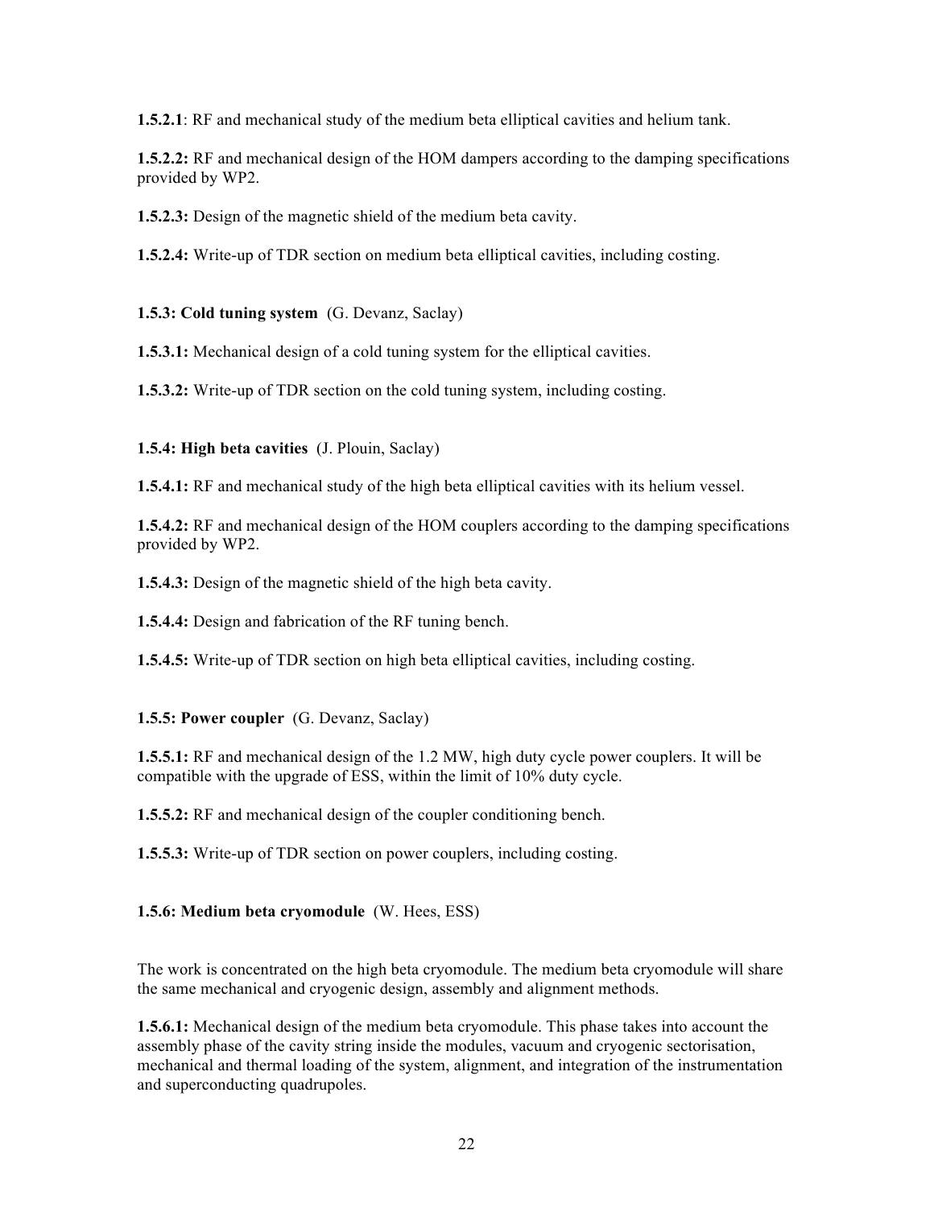**1.5.2.1**: RF and mechanical study of the medium beta elliptical cavities and helium tank.

**1.5.2.2:** RF and mechanical design of the HOM dampers according to the damping specifications provided by WP2.

**1.5.2.3:** Design of the magnetic shield of the medium beta cavity.

**1.5.2.4:** Write-up of TDR section on medium beta elliptical cavities, including costing.

**1.5.3: Cold tuning system** (G. Devanz, Saclay)

**1.5.3.1:** Mechanical design of a cold tuning system for the elliptical cavities.

**1.5.3.2:** Write-up of TDR section on the cold tuning system, including costing.

**1.5.4: High beta cavities** (J. Plouin, Saclay)

**1.5.4.1:** RF and mechanical study of the high beta elliptical cavities with its helium vessel.

**1.5.4.2:** RF and mechanical design of the HOM couplers according to the damping specifications provided by WP2.

**1.5.4.3:** Design of the magnetic shield of the high beta cavity.

**1.5.4.4:** Design and fabrication of the RF tuning bench.

**1.5.4.5:** Write-up of TDR section on high beta elliptical cavities, including costing.

**1.5.5: Power coupler** (G. Devanz, Saclay)

**1.5.5.1:** RF and mechanical design of the 1.2 MW, high duty cycle power couplers. It will be compatible with the upgrade of ESS, within the limit of 10% duty cycle.

**1.5.5.2:** RF and mechanical design of the coupler conditioning bench.

**1.5.5.3:** Write-up of TDR section on power couplers, including costing.

**1.5.6: Medium beta cryomodule** (W. Hees, ESS)

The work is concentrated on the high beta cryomodule. The medium beta cryomodule will share the same mechanical and cryogenic design, assembly and alignment methods.

**1.5.6.1:** Mechanical design of the medium beta cryomodule. This phase takes into account the assembly phase of the cavity string inside the modules, vacuum and cryogenic sectorisation, mechanical and thermal loading of the system, alignment, and integration of the instrumentation and superconducting quadrupoles.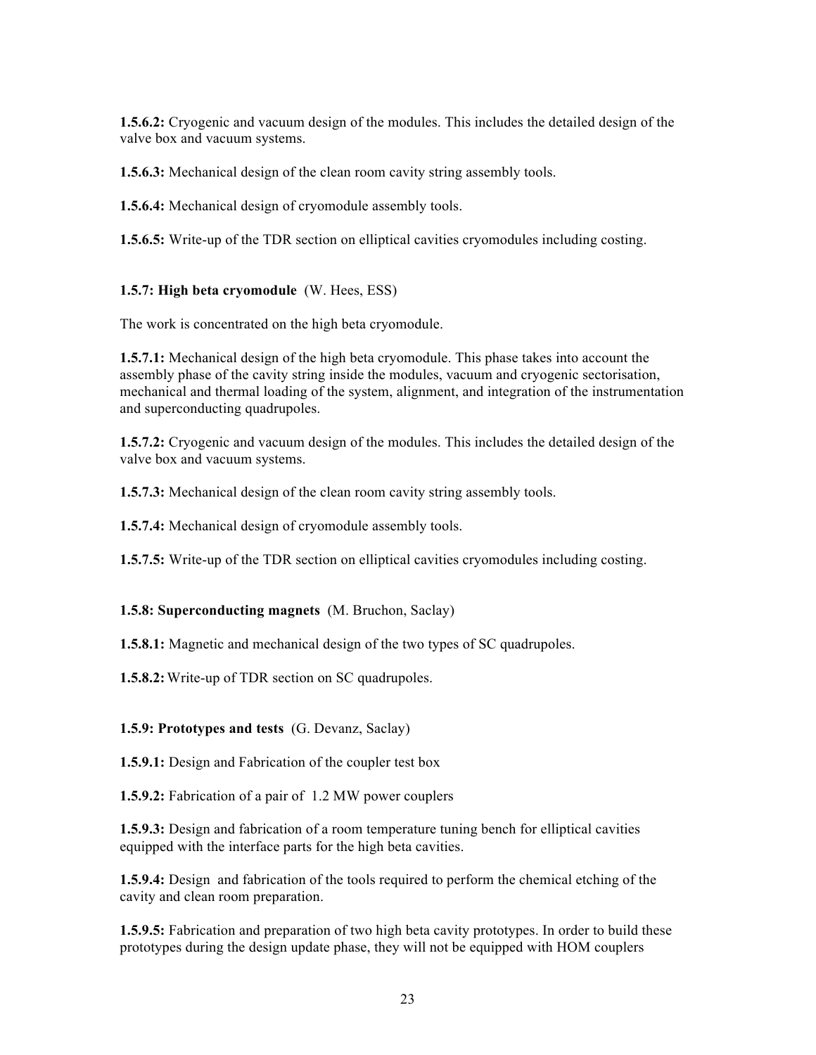**1.5.6.2:** Cryogenic and vacuum design of the modules. This includes the detailed design of the valve box and vacuum systems.

**1.5.6.3:** Mechanical design of the clean room cavity string assembly tools.

**1.5.6.4:** Mechanical design of cryomodule assembly tools.

**1.5.6.5:** Write-up of the TDR section on elliptical cavities cryomodules including costing.

**1.5.7: High beta cryomodule** (W. Hees, ESS)

The work is concentrated on the high beta cryomodule.

**1.5.7.1:** Mechanical design of the high beta cryomodule. This phase takes into account the assembly phase of the cavity string inside the modules, vacuum and cryogenic sectorisation, mechanical and thermal loading of the system, alignment, and integration of the instrumentation and superconducting quadrupoles.

**1.5.7.2:** Cryogenic and vacuum design of the modules. This includes the detailed design of the valve box and vacuum systems.

**1.5.7.3:** Mechanical design of the clean room cavity string assembly tools.

**1.5.7.4:** Mechanical design of cryomodule assembly tools.

**1.5.7.5:** Write-up of the TDR section on elliptical cavities cryomodules including costing.

**1.5.8: Superconducting magnets** (M. Bruchon, Saclay)

**1.5.8.1:** Magnetic and mechanical design of the two types of SC quadrupoles.

**1.5.8.2:** Write-up of TDR section on SC quadrupoles.

**1.5.9: Prototypes and tests** (G. Devanz, Saclay)

**1.5.9.1:** Design and Fabrication of the coupler test box

**1.5.9.2:** Fabrication of a pair of 1.2 MW power couplers

**1.5.9.3:** Design and fabrication of a room temperature tuning bench for elliptical cavities equipped with the interface parts for the high beta cavities.

**1.5.9.4:** Design and fabrication of the tools required to perform the chemical etching of the cavity and clean room preparation.

**1.5.9.5:** Fabrication and preparation of two high beta cavity prototypes. In order to build these prototypes during the design update phase, they will not be equipped with HOM couplers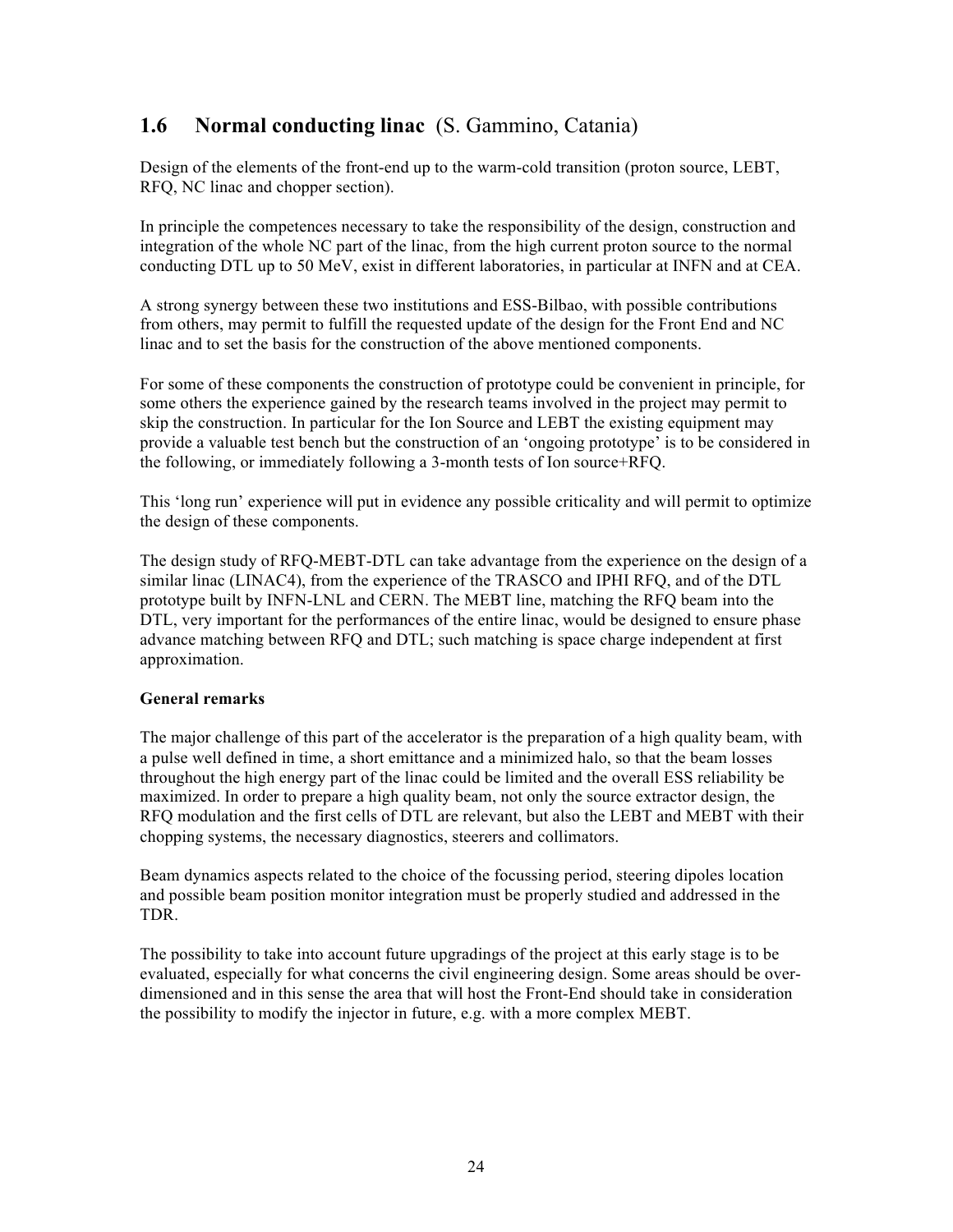## 1.6 Normal conducting linac (S. Gammino, Catania)

Design of the elements of the front-end up to the warm-cold transition (proton source, LEBT, RFQ, NC linac and chopper section).

In principle the competences necessary to take the responsibility of the design, construction and integration of the whole NC part of the linac, from the high current proton source to the normal conducting DTL up to 50 MeV, exist in different laboratories, in particular at INFN and at CEA.

A strong synergy between these two institutions and ESS-Bilbao, with possible contributions from others, may permit to fulfill the requested update of the design for the Front End and NC linac and to set the basis for the construction of the above mentioned components.

For some of these components the construction of prototype could be convenient in principle, for some others the experience gained by the research teams involved in the project may permit to skip the construction. In particular for the Ion Source and LEBT the existing equipment may provide a valuable test bench but the construction of an 'ongoing prototype' is to be considered in the following, or immediately following a 3-month tests of Ion source+RFQ.

This 'long run' experience will put in evidence any possible criticality and will permit to optimize the design of these components.

The design study of RFQ-MEBT-DTL can take advantage from the experience on the design of a similar linac (LINAC4), from the experience of the TRASCO and IPHI RFQ, and of the DTL prototype built by INFN-LNL and CERN. The MEBT line, matching the RFQ beam into the DTL, very important for the performances of the entire linac, would be designed to ensure phase advance matching between RFQ and DTL; such matching is space charge independent at first approximation.

**General remarks**

The major challenge of this part of the accelerator is the preparation of a high quality beam, with a pulse well defined in time, a short emittance and a minimized halo, so that the beam losses throughout the high energy part of the linac could be limited and the overall ESS reliability be maximized. In order to prepare a high quality beam, not only the source extractor design, the RFQ modulation and the first cells of DTL are relevant, but also the LEBT and MEBT with their chopping systems, the necessary diagnostics, steerers and collimators.

Beam dynamics aspects related to the choice of the focussing period, steering dipoles location and possible beam position monitor integration must be properly studied and addressed in the TDR.

The possibility to take into account future upgradings of the project at this early stage is to be evaluated, especially for what concerns the civil engineering design. Some areas should be over-dimensioned and in this sense the area that will host the Front-End should take in consideration the possibility to modify the injector in future, e.g. with a more complex MEBT.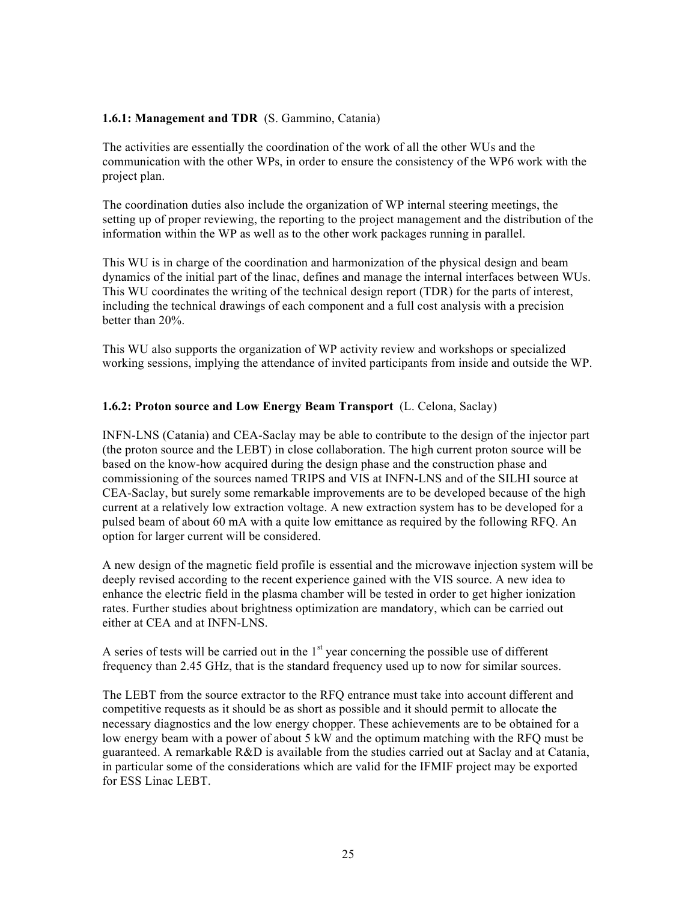### 1.6.1: Management and TDR (S. Gammino, Catania)

The activities are essentially the coordination of the work of all the other WUs and the communication with the other WPs, in order to ensure the consistency of the WP6 work with the project plan.

The coordination duties also include the organization of WP internal steering meetings, the setting up of proper reviewing, the reporting to the project management and the distribution of the information within the WP as well as to the other work packages running in parallel.

This WU is in charge of the coordination and harmonization of the physical design and beam dynamics of the initial part of the linac, defines and manage the internal interfaces between WUs. This WU coordinates the writing of the technical design report (TDR) for the parts of interest, including the technical drawings of each component and a full cost analysis with a precision better than 20%.

This WU also supports the organization of WP activity review and workshops or specialized working sessions, implying the attendance of invited participants from inside and outside the WP.

### 1.6.2: Proton source and Low Energy Beam Transport (L. Celona, Saclay)

INFN-LNS (Catania) and CEA-Saclay may be able to contribute to the design of the injector part (the proton source and the LEBT) in close collaboration. The high current proton source will be based on the know-how acquired during the design phase and the construction phase and commissioning of the sources named TRIPS and VIS at INFN-LNS and of the SILHI source at CEA-Saclay, but surely some remarkable improvements are to be developed because of the high current at a relatively low extraction voltage. A new extraction system has to be developed for a pulsed beam of about 60 mA with a quite low emittance as required by the following RFQ. An option for larger current will be considered.

A new design of the magnetic field profile is essential and the microwave injection system will be deeply revised according to the recent experience gained with the VIS source. A new idea to enhance the electric field in the plasma chamber will be tested in order to get higher ionization rates. Further studies about brightness optimization are mandatory, which can be carried out either at CEA and at INFN-LNS.

A series of tests will be carried out in the 1st year concerning the possible use of different frequency than 2.45 GHz, that is the standard frequency used up to now for similar sources.

The LEBT from the source extractor to the RFQ entrance must take into account different and competitive requests as it should be as short as possible and it should permit to allocate the necessary diagnostics and the low energy chopper. These achievements are to be obtained for a low energy beam with a power of about 5 kW and the optimum matching with the RFQ must be guaranteed. A remarkable R&D is available from the studies carried out at Saclay and at Catania, in particular some of the considerations which are valid for the IFMIF project may be exported for ESS Linac LEBT.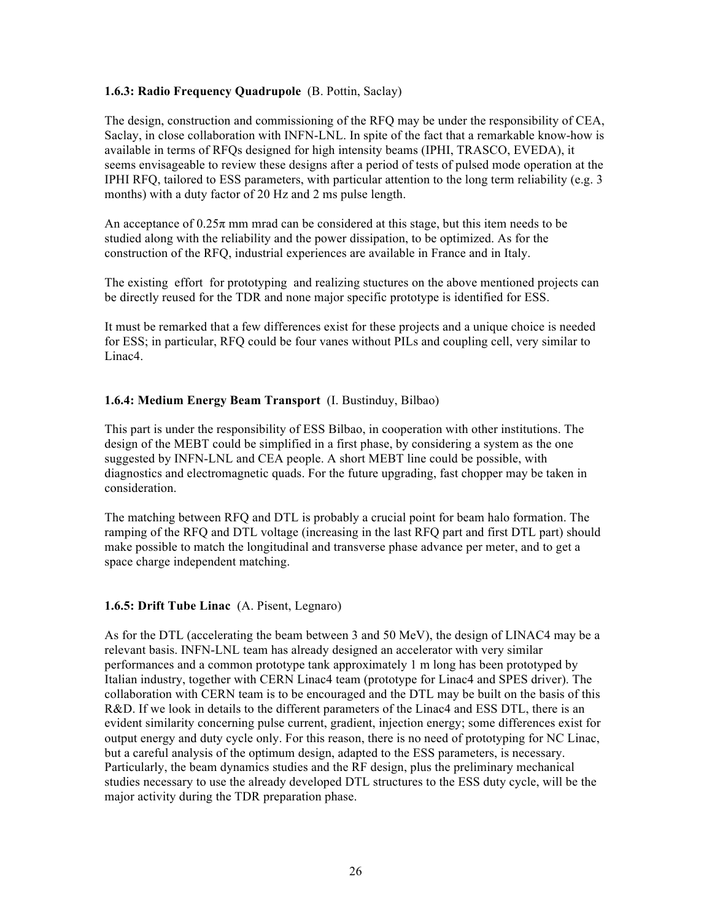### 1.6.3: Radio Frequency Quadrupole (B. Pottin, Saclay)

The design, construction and commissioning of the RFQ may be under the responsibility of CEA, Saclay, in close collaboration with INFN-LNL. In spite of the fact that a remarkable know-how is available in terms of RFQs designed for high intensity beams (IPHI, TRASCO, EVEDA), it seems envisageable to review these designs after a period of tests of pulsed mode operation at the IPHI RFQ, tailored to ESS parameters, with particular attention to the long term reliability (e.g. 3 months) with a duty factor of 20 Hz and 2 ms pulse length.

An acceptance of $0.25\pi$ mm mrad can be considered at this stage, but this item needs to be studied along with the reliability and the power dissipation, to be optimized. As for the construction of the RFQ, industrial experiences are available in France and in Italy.

The existing effort for prototyping and realizing stuctures on the above mentioned projects can be directly reused for the TDR and none major specific prototype is identified for ESS.

It must be remarked that a few differences exist for these projects and a unique choice is needed for ESS; in particular, RFQ could be four vanes without PILs and coupling cell, very similar to Linac4.

### 1.6.4: Medium Energy Beam Transport (I. Bustinduy, Bilbao)

This part is under the responsibility of ESS Bilbao, in cooperation with other institutions. The design of the MEBT could be simplified in a first phase, by considering a system as the one suggested by INFN-LNL and CEA people. A short MEBT line could be possible, with diagnostics and electromagnetic quads. For the future upgrading, fast chopper may be taken in consideration.

The matching between RFQ and DTL is probably a crucial point for beam halo formation. The ramping of the RFQ and DTL voltage (increasing in the last RFQ part and first DTL part) should make possible to match the longitudinal and transverse phase advance per meter, and to get a space charge independent matching.

### 1.6.5: Drift Tube Linac (A. Pisent, Legnaro)

As for the DTL (accelerating the beam between 3 and 50 MeV), the design of LINAC4 may be a relevant basis. INFN-LNL team has already designed an accelerator with very similar performances and a common prototype tank approximately 1 m long has been prototyped by Italian industry, together with CERN Linac4 team (prototype for Linac4 and SPES driver). The collaboration with CERN team is to be encouraged and the DTL may be built on the basis of this R&D. If we look in details to the different parameters of the Linac4 and ESS DTL, there is an evident similarity concerning pulse current, gradient, injection energy; some differences exist for output energy and duty cycle only. For this reason, there is no need of prototyping for NC Linac, but a careful analysis of the optimum design, adapted to the ESS parameters, is necessary. Particularly, the beam dynamics studies and the RF design, plus the preliminary mechanical studies necessary to use the already developed DTL structures to the ESS duty cycle, will be the major activity during the TDR preparation phase.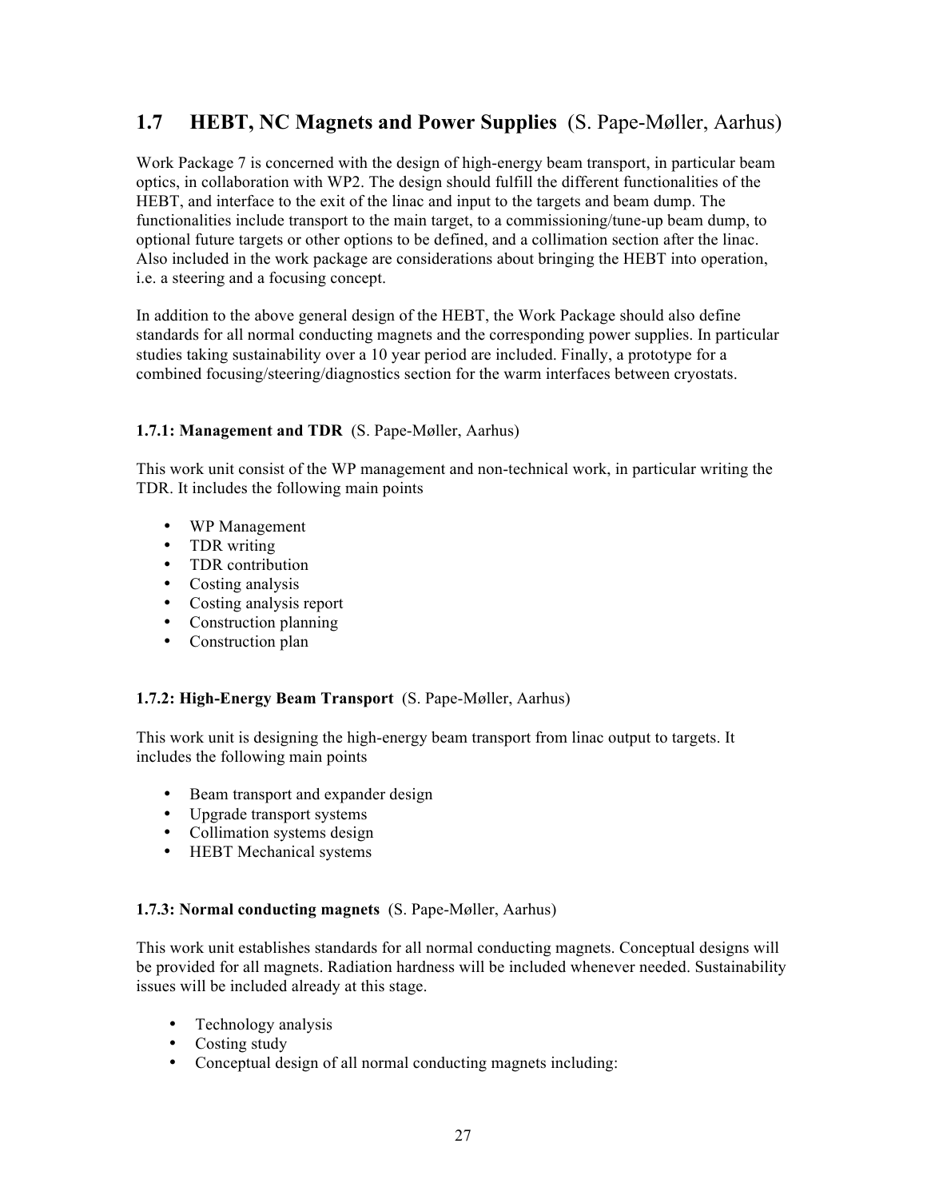## 1.7 HEBT, NC Magnets and Power Supplies (S. Pape-Møller, Aarhus)

Work Package 7 is concerned with the design of high-energy beam transport, in particular beam optics, in collaboration with WP2. The design should fulfill the different functionalities of the HEBT, and interface to the exit of the linac and input to the targets and beam dump. The functionalities include transport to the main target, to a commissioning/tune-up beam dump, to optional future targets or other options to be defined, and a collimation section after the linac. Also included in the work package are considerations about bringing the HEBT into operation, i.e. a steering and a focusing concept.

In addition to the above general design of the HEBT, the Work Package should also define standards for all normal conducting magnets and the corresponding power supplies. In particular studies taking sustainability over a 10 year period are included. Finally, a prototype for a combined focusing/steering/diagnostics section for the warm interfaces between cryostats.

**1.7.1: Management and TDR** (S. Pape-Møller, Aarhus)

This work unit consist of the WP management and non-technical work, in particular writing the TDR. It includes the following main points

- WP Management
- TDR writing
- TDR contribution
- Costing analysis
- Costing analysis report
- Construction planning
- Construction plan

**1.7.2: High-Energy Beam Transport** (S. Pape-Møller, Aarhus)

This work unit is designing the high-energy beam transport from linac output to targets. It includes the following main points

- Beam transport and expander design
- Upgrade transport systems
- Collimation systems design
- HEBT Mechanical systems

**1.7.3: Normal conducting magnets** (S. Pape-Møller, Aarhus)

This work unit establishes standards for all normal conducting magnets. Conceptual designs will be provided for all magnets. Radiation hardness will be included whenever needed. Sustainability issues will be included already at this stage.

- Technology analysis
- Costing study
- Conceptual design of all normal conducting magnets including: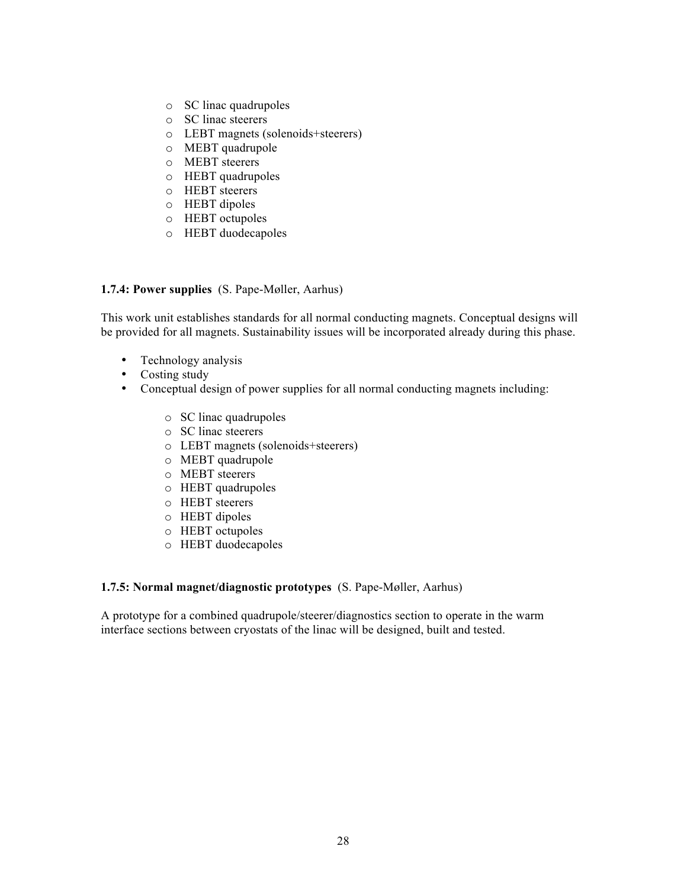- SC linac quadrupoles
- SC linac steerers
- LEBT magnets (solenoids+steerers)
- MEBT quadrupole
- MEBT steerers
- HEBT quadrupoles
- HEBT steerers
- HEBT dipoles
- HEBT octupoles
- HEBT duodecapoles

**1.7.4: Power supplies** (S. Pape-Møller, Aarhus)

This work unit establishes standards for all normal conducting magnets. Conceptual designs will be provided for all magnets. Sustainability issues will be incorporated already during this phase.

- Technology analysis
- Costing study
- Conceptual design of power supplies for all normal conducting magnets including:
  - SC linac quadrupoles
  - SC linac steerers
  - LEBT magnets (solenoids+steerers)
  - MEBT quadrupole
  - MEBT steerers
  - HEBT quadrupoles
  - HEBT steerers
  - HEBT dipoles
  - HEBT octupoles
  - HEBT duodecapoles

**1.7.5: Normal magnet/diagnostic prototypes** (S. Pape-Møller, Aarhus)

A prototype for a combined quadrupole/steerer/diagnostics section to operate in the warm interface sections between cryostats of the linac will be designed, built and tested.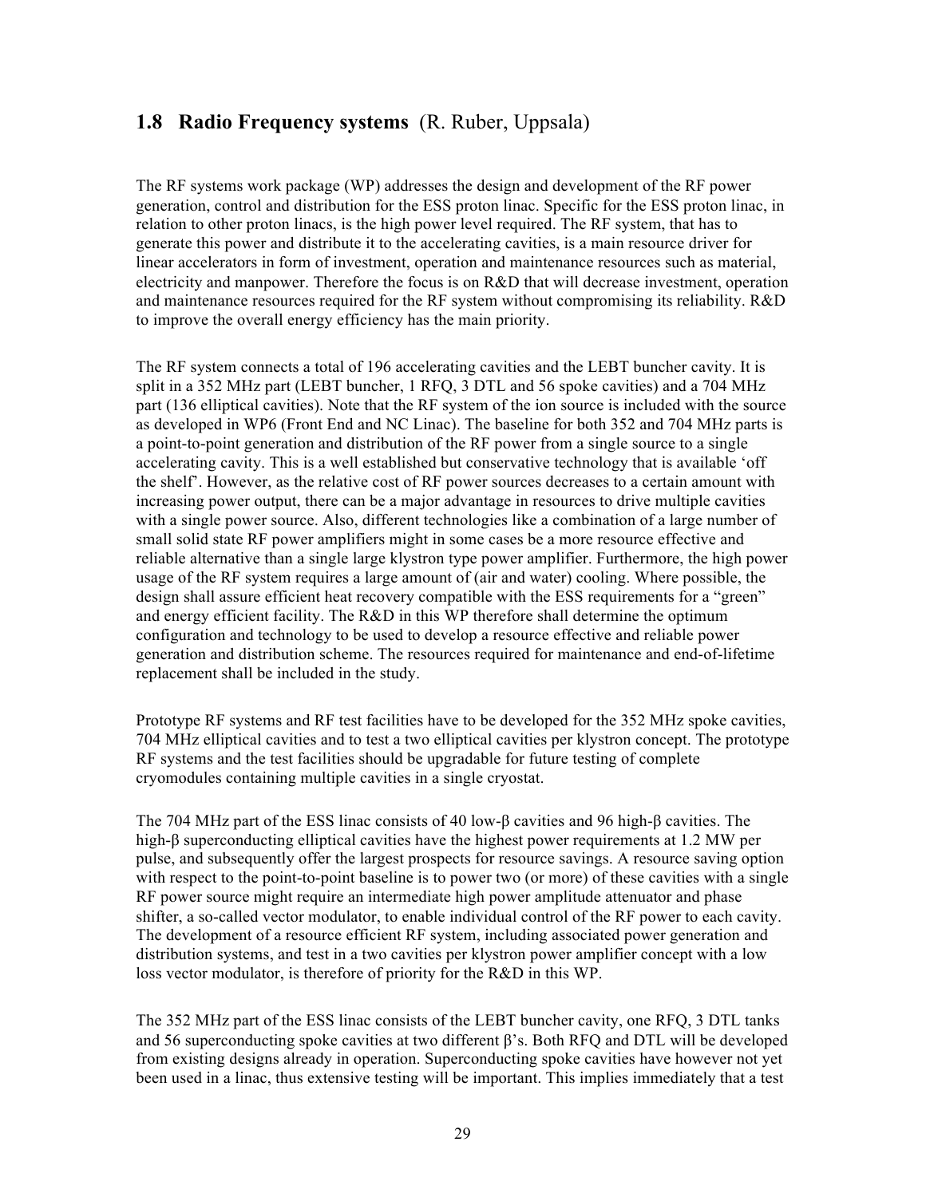## 1.8 Radio Frequency systems (R. Ruber, Uppsala)

The RF systems work package (WP) addresses the design and development of the RF power generation, control and distribution for the ESS proton linac. Specific for the ESS proton linac, in relation to other proton linacs, is the high power level required. The RF system, that has to generate this power and distribute it to the accelerating cavities, is a main resource driver for linear accelerators in form of investment, operation and maintenance resources such as material, electricity and manpower. Therefore the focus is on R&D that will decrease investment, operation and maintenance resources required for the RF system without compromising its reliability. R&D to improve the overall energy efficiency has the main priority.

The RF system connects a total of 196 accelerating cavities and the LEBT buncher cavity. It is split in a 352 MHz part (LEBT buncher, 1 RFQ, 3 DTL and 56 spoke cavities) and a 704 MHz part (136 elliptical cavities). Note that the RF system of the ion source is included with the source as developed in WP6 (Front End and NC Linac). The baseline for both 352 and 704 MHz parts is a point-to-point generation and distribution of the RF power from a single source to a single accelerating cavity. This is a well established but conservative technology that is available 'off the shelf'. However, as the relative cost of RF power sources decreases to a certain amount with increasing power output, there can be a major advantage in resources to drive multiple cavities with a single power source. Also, different technologies like a combination of a large number of small solid state RF power amplifiers might in some cases be a more resource effective and reliable alternative than a single large klystron type power amplifier. Furthermore, the high power usage of the RF system requires a large amount of (air and water) cooling. Where possible, the design shall assure efficient heat recovery compatible with the ESS requirements for a "green" and energy efficient facility. The R&D in this WP therefore shall determine the optimum configuration and technology to be used to develop a resource effective and reliable power generation and distribution scheme. The resources required for maintenance and end-of-lifetime replacement shall be included in the study.

Prototype RF systems and RF test facilities have to be developed for the 352 MHz spoke cavities, 704 MHz elliptical cavities and to test a two elliptical cavities per klystron concept. The prototype RF systems and the test facilities should be upgradable for future testing of complete cryomodules containing multiple cavities in a single cryostat.

The 704 MHz part of the ESS linac consists of 40 low-β cavities and 96 high-β cavities. The high-β superconducting elliptical cavities have the highest power requirements at 1.2 MW per pulse, and subsequently offer the largest prospects for resource savings. A resource saving option with respect to the point-to-point baseline is to power two (or more) of these cavities with a single RF power source might require an intermediate high power amplitude attenuator and phase shifter, a so-called vector modulator, to enable individual control of the RF power to each cavity. The development of a resource efficient RF system, including associated power generation and distribution systems, and test in a two cavities per klystron power amplifier concept with a low loss vector modulator, is therefore of priority for the R&D in this WP.

The 352 MHz part of the ESS linac consists of the LEBT buncher cavity, one RFQ, 3 DTL tanks and 56 superconducting spoke cavities at two different β's. Both RFQ and DTL will be developed from existing designs already in operation. Superconducting spoke cavities have however not yet been used in a linac, thus extensive testing will be important. This implies immediately that a test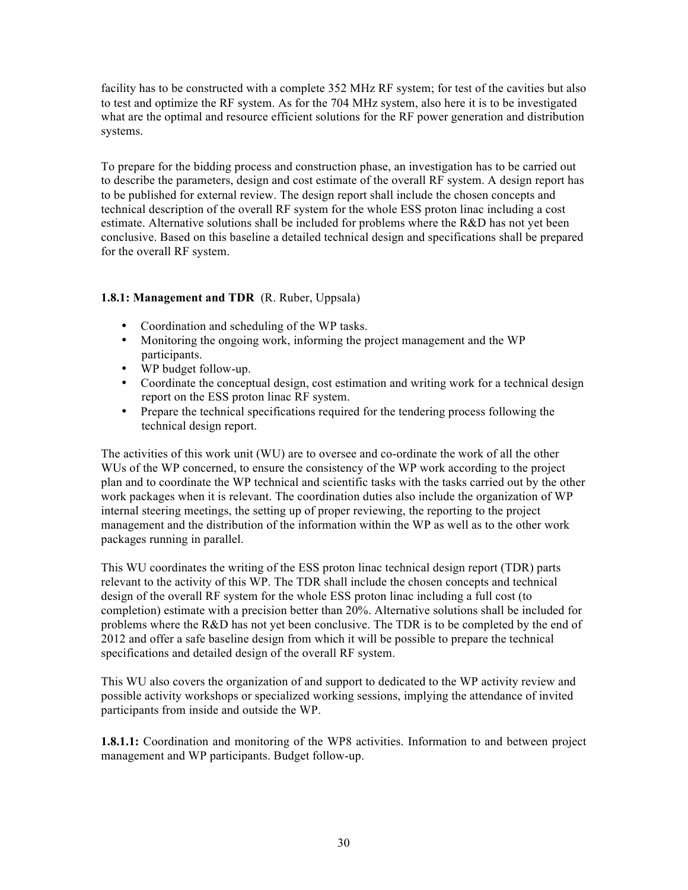facility has to be constructed with a complete 352 MHz RF system; for test of the cavities but also to test and optimize the RF system. As for the 704 MHz system, also here it is to be investigated what are the optimal and resource efficient solutions for the RF power generation and distribution systems.

To prepare for the bidding process and construction phase, an investigation has to be carried out to describe the parameters, design and cost estimate of the overall RF system. A design report has to be published for external review. The design report shall include the chosen concepts and technical description of the overall RF system for the whole ESS proton linac including a cost estimate. Alternative solutions shall be included for problems where the R&D has not yet been conclusive. Based on this baseline a detailed technical design and specifications shall be prepared for the overall RF system.

**1.8.1: Management and TDR** (R. Ruber, Uppsala)

- Coordination and scheduling of the WP tasks.
- Monitoring the ongoing work, informing the project management and the WP participants.
- WP budget follow-up.
- Coordinate the conceptual design, cost estimation and writing work for a technical design report on the ESS proton linac RF system.
- Prepare the technical specifications required for the tendering process following the technical design report.

The activities of this work unit (WU) are to oversee and co-ordinate the work of all the other WUs of the WP concerned, to ensure the consistency of the WP work according to the project plan and to coordinate the WP technical and scientific tasks with the tasks carried out by the other work packages when it is relevant. The coordination duties also include the organization of WP internal steering meetings, the setting up of proper reviewing, the reporting to the project management and the distribution of the information within the WP as well as to the other work packages running in parallel.

This WU coordinates the writing of the ESS proton linac technical design report (TDR) parts relevant to the activity of this WP. The TDR shall include the chosen concepts and technical design of the overall RF system for the whole ESS proton linac including a full cost (to completion) estimate with a precision better than 20%. Alternative solutions shall be included for problems where the R&D has not yet been conclusive. The TDR is to be completed by the end of 2012 and offer a safe baseline design from which it will be possible to prepare the technical specifications and detailed design of the overall RF system.

This WU also covers the organization of and support to dedicated to the WP activity review and possible activity workshops or specialized working sessions, implying the attendance of invited participants from inside and outside the WP.

**1.8.1.1:** Coordination and monitoring of the WP8 activities. Information to and between project management and WP participants. Budget follow-up.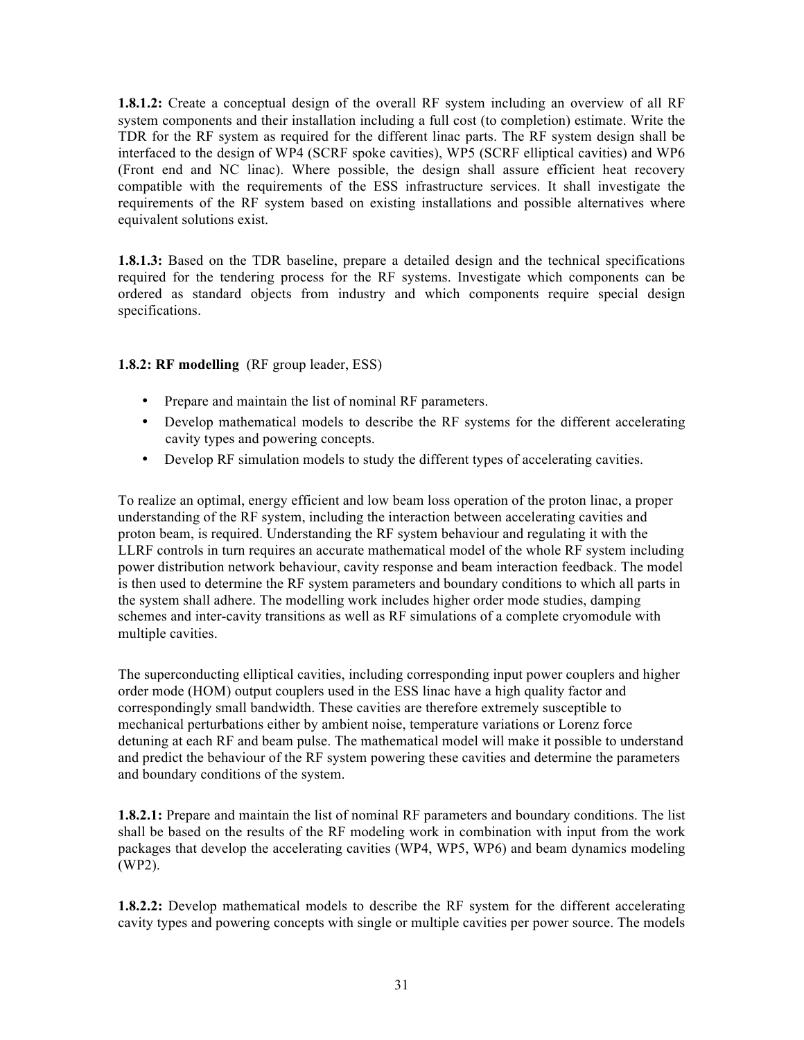**1.8.1.2:** Create a conceptual design of the overall RF system including an overview of all RF system components and their installation including a full cost (to completion) estimate. Write the TDR for the RF system as required for the different linac parts. The RF system design shall be interfaced to the design of WP4 (SCRF spoke cavities), WP5 (SCRF elliptical cavities) and WP6 (Front end and NC linac). Where possible, the design shall assure efficient heat recovery compatible with the requirements of the ESS infrastructure services. It shall investigate the requirements of the RF system based on existing installations and possible alternatives where equivalent solutions exist.

**1.8.1.3:** Based on the TDR baseline, prepare a detailed design and the technical specifications required for the tendering process for the RF systems. Investigate which components can be ordered as standard objects from industry and which components require special design specifications.

**1.8.2: RF modelling** (RF group leader, ESS)

- Prepare and maintain the list of nominal RF parameters.
- Develop mathematical models to describe the RF systems for the different accelerating cavity types and powering concepts.
- Develop RF simulation models to study the different types of accelerating cavities.

To realize an optimal, energy efficient and low beam loss operation of the proton linac, a proper understanding of the RF system, including the interaction between accelerating cavities and proton beam, is required. Understanding the RF system behaviour and regulating it with the LLRF controls in turn requires an accurate mathematical model of the whole RF system including power distribution network behaviour, cavity response and beam interaction feedback. The model is then used to determine the RF system parameters and boundary conditions to which all parts in the system shall adhere. The modelling work includes higher order mode studies, damping schemes and inter-cavity transitions as well as RF simulations of a complete cryomodule with multiple cavities.

The superconducting elliptical cavities, including corresponding input power couplers and higher order mode (HOM) output couplers used in the ESS linac have a high quality factor and correspondingly small bandwidth. These cavities are therefore extremely susceptible to mechanical perturbations either by ambient noise, temperature variations or Lorenz force detuning at each RF and beam pulse. The mathematical model will make it possible to understand and predict the behaviour of the RF system powering these cavities and determine the parameters and boundary conditions of the system.

**1.8.2.1:** Prepare and maintain the list of nominal RF parameters and boundary conditions. The list shall be based on the results of the RF modeling work in combination with input from the work packages that develop the accelerating cavities (WP4, WP5, WP6) and beam dynamics modeling (WP2).

**1.8.2.2:** Develop mathematical models to describe the RF system for the different accelerating cavity types and powering concepts with single or multiple cavities per power source. The models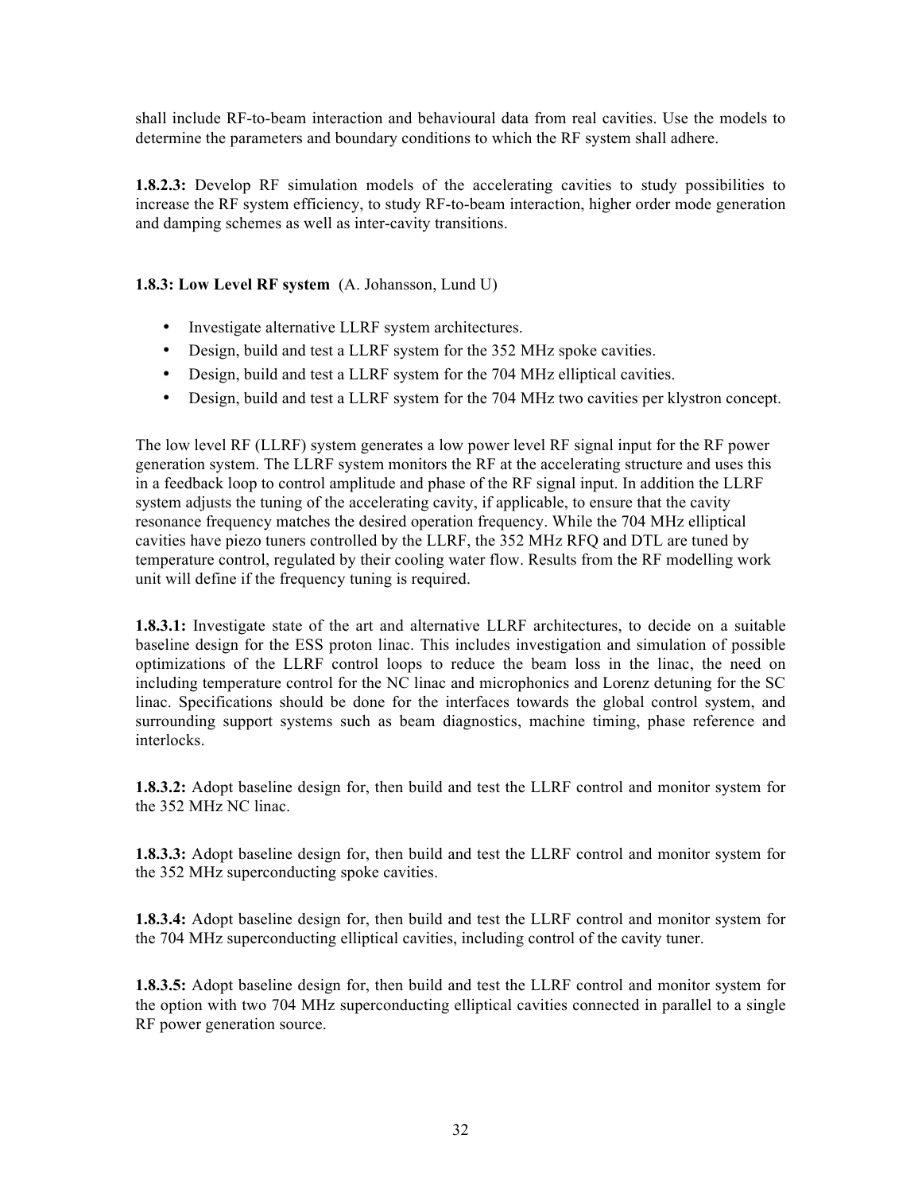shall include RF-to-beam interaction and behavioural data from real cavities. Use the models to determine the parameters and boundary conditions to which the RF system shall adhere.

**1.8.2.3:** Develop RF simulation models of the accelerating cavities to study possibilities to increase the RF system efficiency, to study RF-to-beam interaction, higher order mode generation and damping schemes as well as inter-cavity transitions.

**1.8.3: Low Level RF system** (A. Johansson, Lund U)

- Investigate alternative LLRF system architectures.
- Design, build and test a LLRF system for the 352 MHz spoke cavities.
- Design, build and test a LLRF system for the 704 MHz elliptical cavities.
- Design, build and test a LLRF system for the 704 MHz two cavities per klystron concept.

The low level RF (LLRF) system generates a low power level RF signal input for the RF power generation system. The LLRF system monitors the RF at the accelerating structure and uses this in a feedback loop to control amplitude and phase of the RF signal input. In addition the LLRF system adjusts the tuning of the accelerating cavity, if applicable, to ensure that the cavity resonance frequency matches the desired operation frequency. While the 704 MHz elliptical cavities have piezo tuners controlled by the LLRF, the 352 MHz RFQ and DTL are tuned by temperature control, regulated by their cooling water flow. Results from the RF modelling work unit will define if the frequency tuning is required.

**1.8.3.1:** Investigate state of the art and alternative LLRF architectures, to decide on a suitable baseline design for the ESS proton linac. This includes investigation and simulation of possible optimizations of the LLRF control loops to reduce the beam loss in the linac, the need on including temperature control for the NC linac and microphonics and Lorenz detuning for the SC linac. Specifications should be done for the interfaces towards the global control system, and surrounding support systems such as beam diagnostics, machine timing, phase reference and interlocks.

**1.8.3.2:** Adopt baseline design for, then build and test the LLRF control and monitor system for the 352 MHz NC linac.

**1.8.3.3:** Adopt baseline design for, then build and test the LLRF control and monitor system for the 352 MHz superconducting spoke cavities.

**1.8.3.4:** Adopt baseline design for, then build and test the LLRF control and monitor system for the 704 MHz superconducting elliptical cavities, including control of the cavity tuner.

**1.8.3.5:** Adopt baseline design for, then build and test the LLRF control and monitor system for the option with two 704 MHz superconducting elliptical cavities connected in parallel to a single RF power generation source.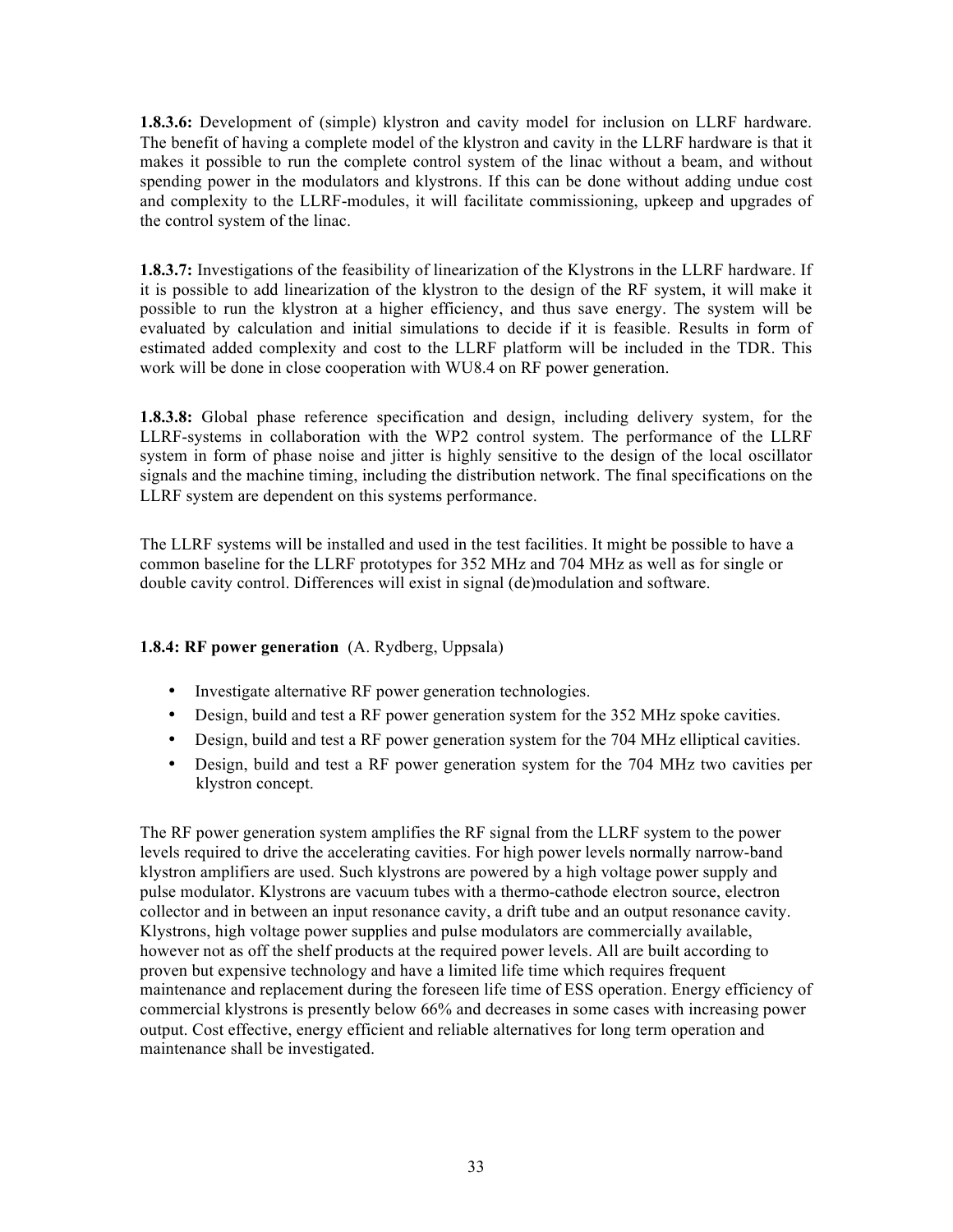**1.8.3.6:** Development of (simple) klystron and cavity model for inclusion on LLRF hardware. The benefit of having a complete model of the klystron and cavity in the LLRF hardware is that it makes it possible to run the complete control system of the linac without a beam, and without spending power in the modulators and klystrons. If this can be done without adding undue cost and complexity to the LLRF-modules, it will facilitate commissioning, upkeep and upgrades of the control system of the linac.

**1.8.3.7:** Investigations of the feasibility of linearization of the Klystrons in the LLRF hardware. If it is possible to add linearization of the klystron to the design of the RF system, it will make it possible to run the klystron at a higher efficiency, and thus save energy. The system will be evaluated by calculation and initial simulations to decide if it is feasible. Results in form of estimated added complexity and cost to the LLRF platform will be included in the TDR. This work will be done in close cooperation with WU8.4 on RF power generation.

**1.8.3.8:** Global phase reference specification and design, including delivery system, for the LLRF-systems in collaboration with the WP2 control system. The performance of the LLRF system in form of phase noise and jitter is highly sensitive to the design of the local oscillator signals and the machine timing, including the distribution network. The final specifications on the LLRF system are dependent on this systems performance.

The LLRF systems will be installed and used in the test facilities. It might be possible to have a common baseline for the LLRF prototypes for 352 MHz and 704 MHz as well as for single or double cavity control. Differences will exist in signal (de)modulation and software.

**1.8.4: RF power generation** (A. Rydberg, Uppsala)

- Investigate alternative RF power generation technologies.
- Design, build and test a RF power generation system for the 352 MHz spoke cavities.
- Design, build and test a RF power generation system for the 704 MHz elliptical cavities.
- Design, build and test a RF power generation system for the 704 MHz two cavities per klystron concept.

The RF power generation system amplifies the RF signal from the LLRF system to the power levels required to drive the accelerating cavities. For high power levels normally narrow-band klystron amplifiers are used. Such klystrons are powered by a high voltage power supply and pulse modulator. Klystrons are vacuum tubes with a thermo-cathode electron source, electron collector and in between an input resonance cavity, a drift tube and an output resonance cavity. Klystrons, high voltage power supplies and pulse modulators are commercially available, however not as off the shelf products at the required power levels. All are built according to proven but expensive technology and have a limited life time which requires frequent maintenance and replacement during the foreseen life time of ESS operation. Energy efficiency of commercial klystrons is presently below 66% and decreases in some cases with increasing power output. Cost effective, energy efficient and reliable alternatives for long term operation and maintenance shall be investigated.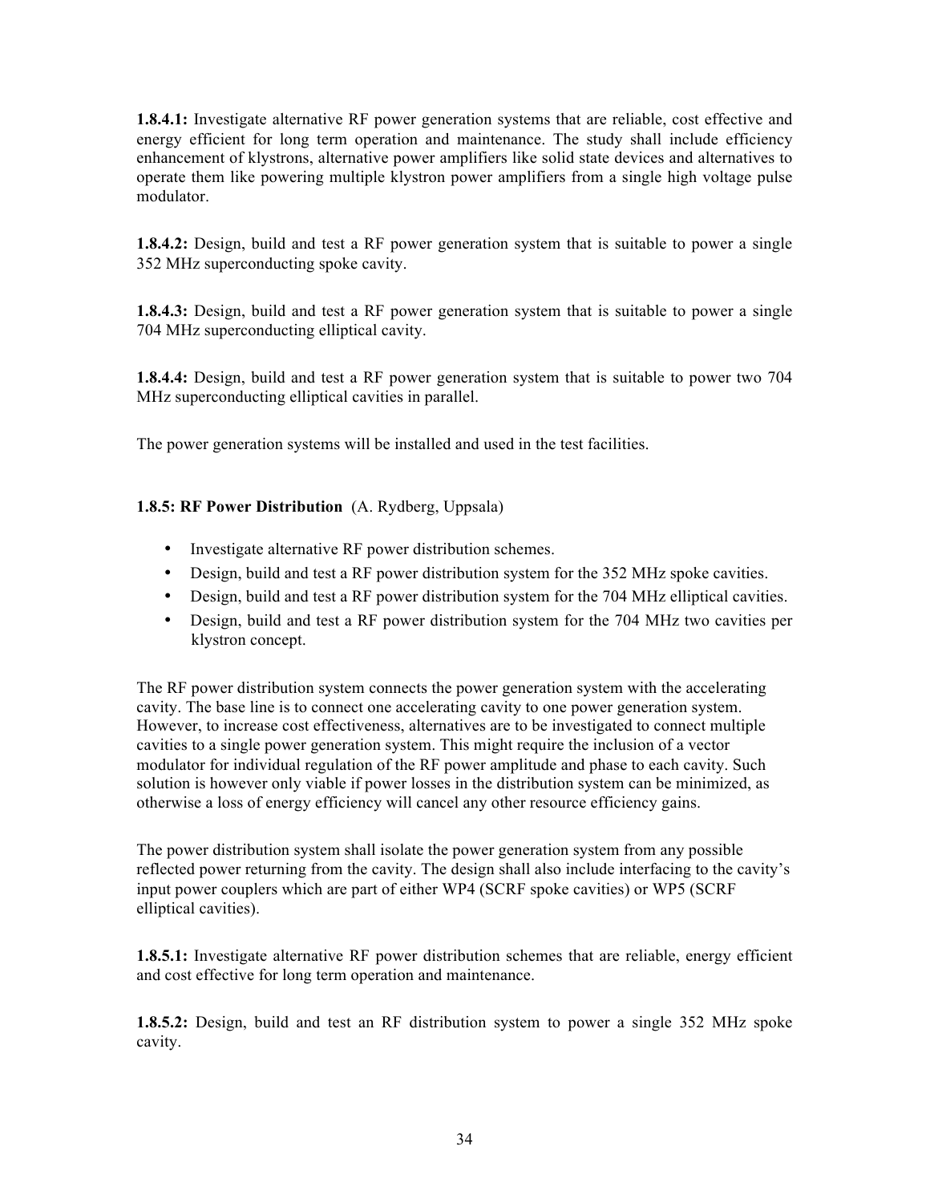**1.8.4.1:** Investigate alternative RF power generation systems that are reliable, cost effective and energy efficient for long term operation and maintenance. The study shall include efficiency enhancement of klystrons, alternative power amplifiers like solid state devices and alternatives to operate them like powering multiple klystron power amplifiers from a single high voltage pulse modulator.

**1.8.4.2:** Design, build and test a RF power generation system that is suitable to power a single 352 MHz superconducting spoke cavity.

**1.8.4.3:** Design, build and test a RF power generation system that is suitable to power a single 704 MHz superconducting elliptical cavity.

**1.8.4.4:** Design, build and test a RF power generation system that is suitable to power two 704 MHz superconducting elliptical cavities in parallel.

The power generation systems will be installed and used in the test facilities.

**1.8.5: RF Power Distribution** (A. Rydberg, Uppsala)

- Investigate alternative RF power distribution schemes.
- Design, build and test a RF power distribution system for the 352 MHz spoke cavities.
- Design, build and test a RF power distribution system for the 704 MHz elliptical cavities.
- Design, build and test a RF power distribution system for the 704 MHz two cavities per klystron concept.

The RF power distribution system connects the power generation system with the accelerating cavity. The base line is to connect one accelerating cavity to one power generation system. However, to increase cost effectiveness, alternatives are to be investigated to connect multiple cavities to a single power generation system. This might require the inclusion of a vector modulator for individual regulation of the RF power amplitude and phase to each cavity. Such solution is however only viable if power losses in the distribution system can be minimized, as otherwise a loss of energy efficiency will cancel any other resource efficiency gains.

The power distribution system shall isolate the power generation system from any possible reflected power returning from the cavity. The design shall also include interfacing to the cavity's input power couplers which are part of either WP4 (SCRF spoke cavities) or WP5 (SCRF elliptical cavities).

**1.8.5.1:** Investigate alternative RF power distribution schemes that are reliable, energy efficient and cost effective for long term operation and maintenance.

**1.8.5.2:** Design, build and test an RF distribution system to power a single 352 MHz spoke cavity.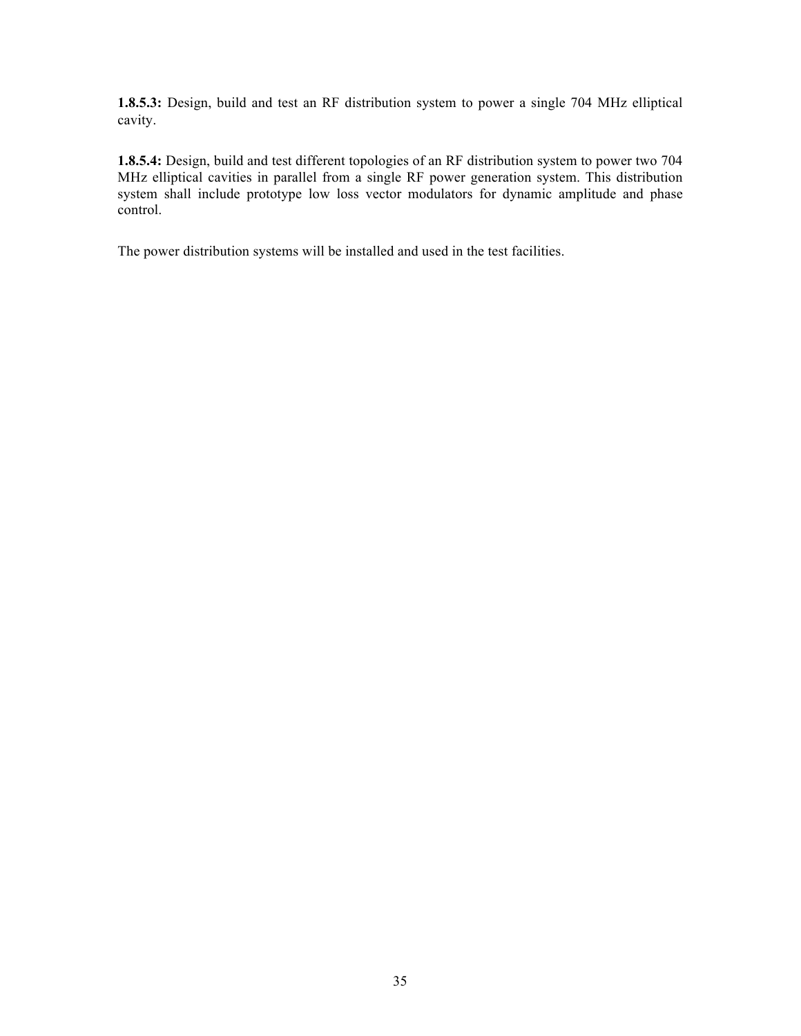**1.8.5.3:** Design, build and test an RF distribution system to power a single 704 MHz elliptical cavity.

**1.8.5.4:** Design, build and test different topologies of an RF distribution system to power two 704 MHz elliptical cavities in parallel from a single RF power generation system. This distribution system shall include prototype low loss vector modulators for dynamic amplitude and phase control.

The power distribution systems will be installed and used in the test facilities.